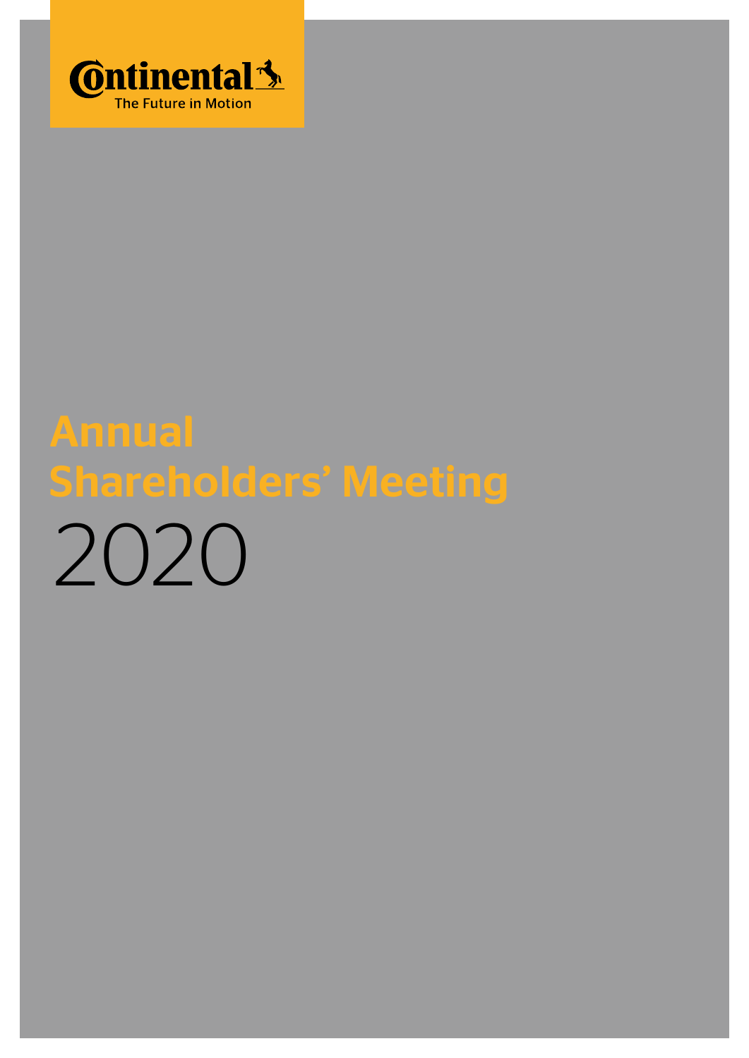Continental
The Future in Motion

# Annual Shareholders' Meeting 2020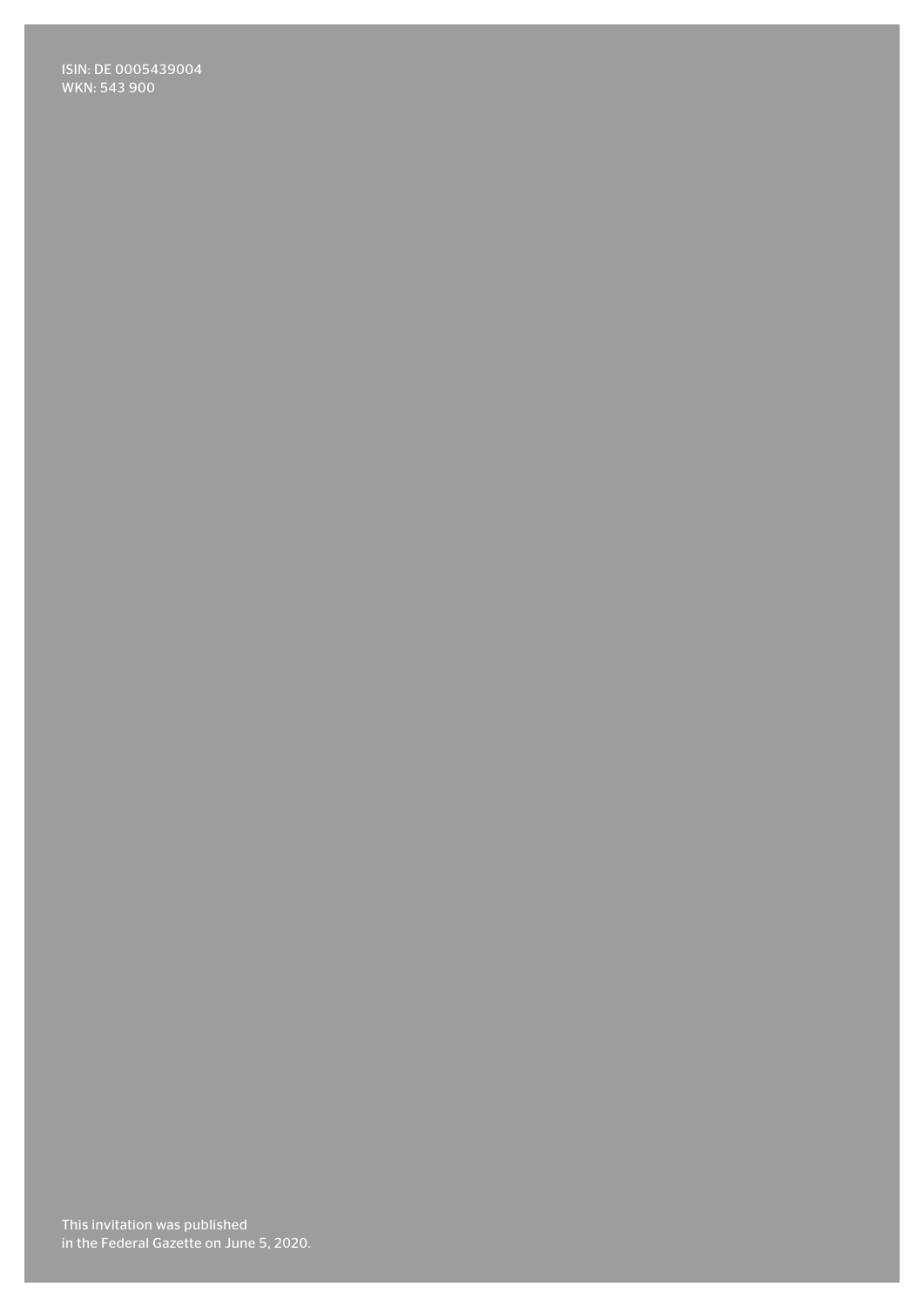ISIN: DE 0005439004
WKN: 543 900

This invitation was published
in the Federal Gazette on June 5, 2020.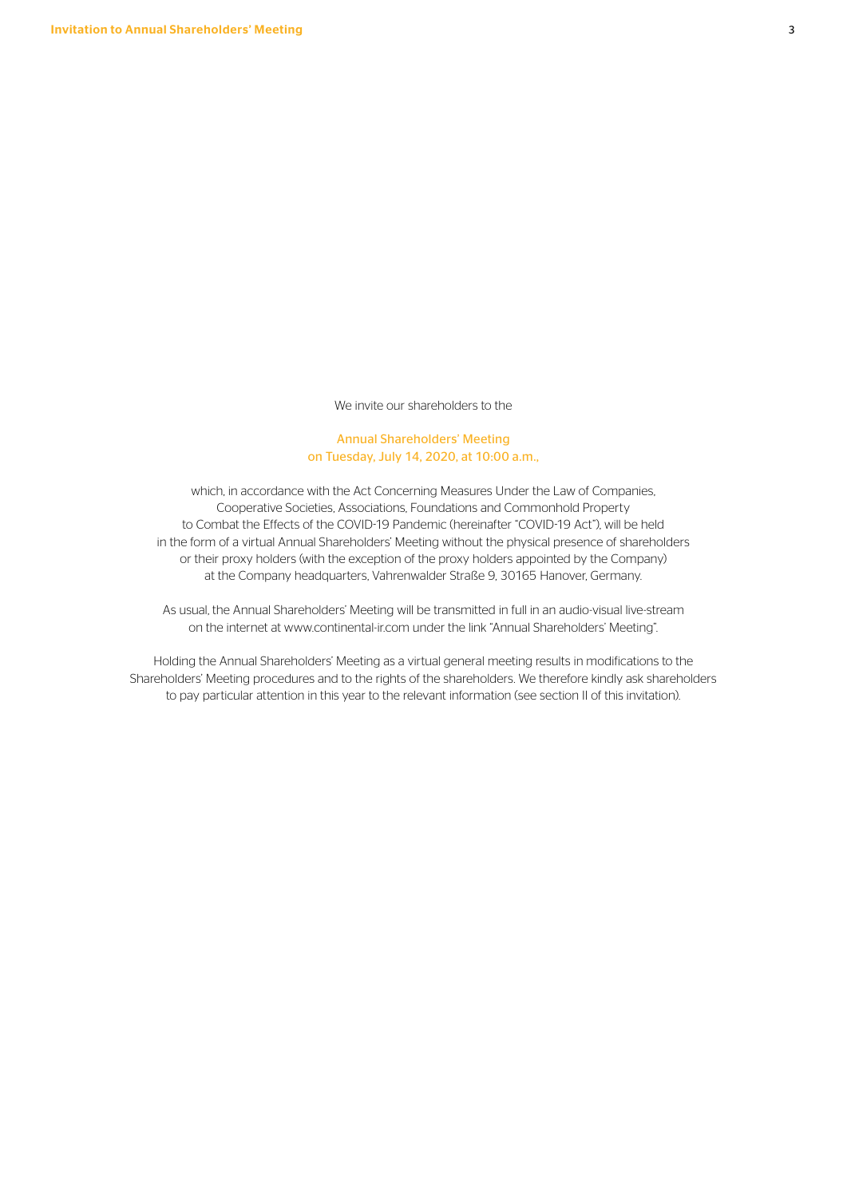We invite our shareholders to the

**Annual Shareholders' Meeting**
**on Tuesday, July 14, 2020, at 10:00 a.m.,**

which, in accordance with the Act Concerning Measures Under the Law of Companies, Cooperative Societies, Associations, Foundations and Commonhold Property to Combat the Effects of the COVID-19 Pandemic (hereinafter "COVID-19 Act"), will be held in the form of a virtual Annual Shareholders' Meeting without the physical presence of shareholders or their proxy holders (with the exception of the proxy holders appointed by the Company) at the Company headquarters, Vahrenwalder Straße 9, 30165 Hanover, Germany.

As usual, the Annual Shareholders' Meeting will be transmitted in full in an audio-visual live-stream on the internet at www.continental-ir.com under the link "Annual Shareholders' Meeting".

Holding the Annual Shareholders' Meeting as a virtual general meeting results in modifications to the Shareholders' Meeting procedures and to the rights of the shareholders. We therefore kindly ask shareholders to pay particular attention in this year to the relevant information (see section II of this invitation).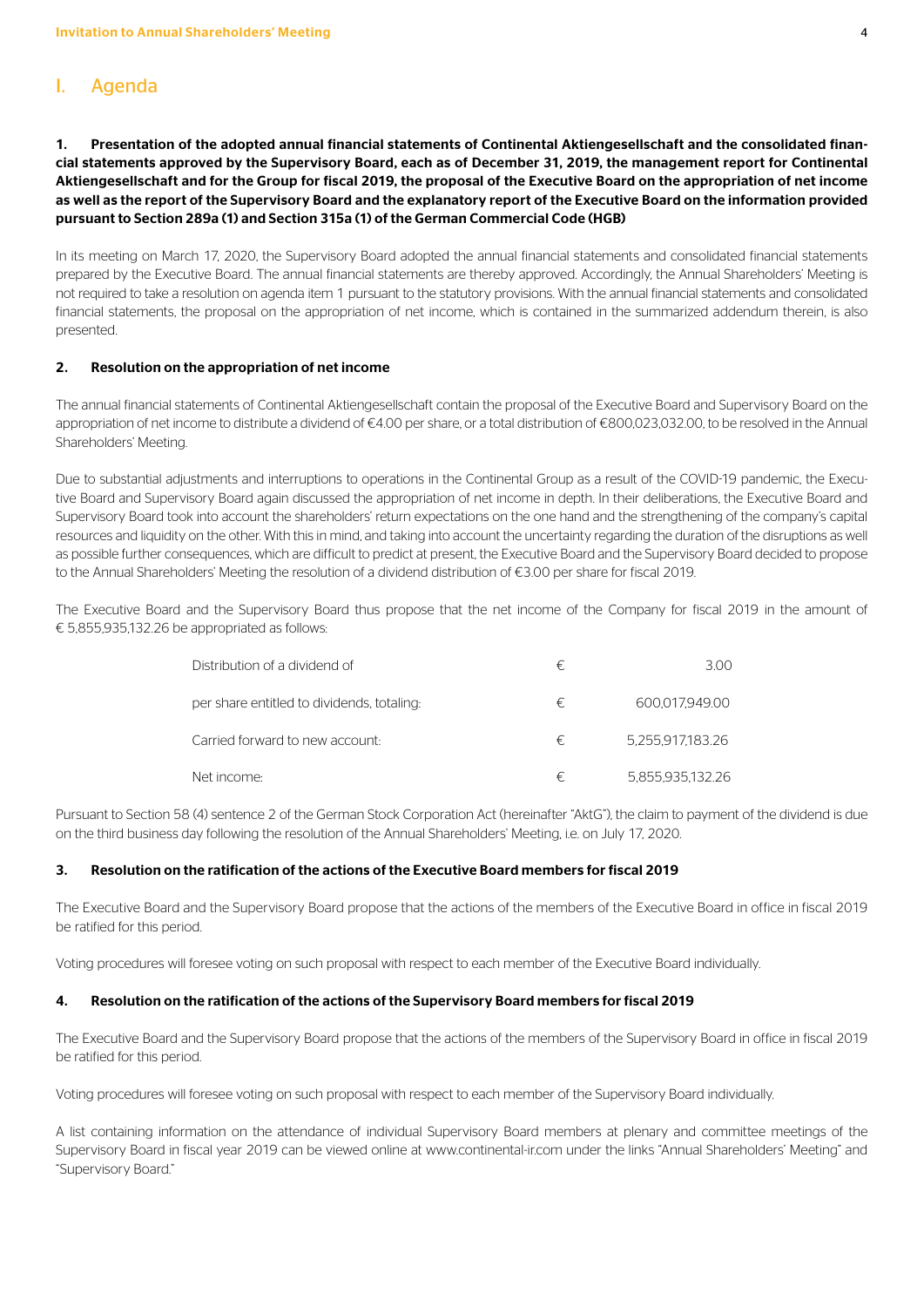## I. Agenda

### 1. Presentation of the adopted annual financial statements of Continental Aktiengesellschaft and the consolidated financial statements approved by the Supervisory Board, each as of December 31, 2019, the management report for Continental Aktiengesellschaft and for the Group for fiscal 2019, the proposal of the Executive Board on the appropriation of net income as well as the report of the Supervisory Board and the explanatory report of the Executive Board on the information provided pursuant to Section 289a (1) and Section 315a (1) of the German Commercial Code (HGB)

In its meeting on March 17, 2020, the Supervisory Board adopted the annual financial statements and consolidated financial statements prepared by the Executive Board. The annual financial statements are thereby approved. Accordingly, the Annual Shareholders' Meeting is not required to take a resolution on agenda item 1 pursuant to the statutory provisions. With the annual financial statements and consolidated financial statements, the proposal on the appropriation of net income, which is contained in the summarized addendum therein, is also presented.

### 2. Resolution on the appropriation of net income

The annual financial statements of Continental Aktiengesellschaft contain the proposal of the Executive Board and Supervisory Board on the appropriation of net income to distribute a dividend of €4.00 per share, or a total distribution of €800,023,032.00, to be resolved in the Annual Shareholders' Meeting.

Due to substantial adjustments and interruptions to operations in the Continental Group as a result of the COVID-19 pandemic, the Executive Board and Supervisory Board again discussed the appropriation of net income in depth. In their deliberations, the Executive Board and Supervisory Board took into account the shareholders' return expectations on the one hand and the strengthening of the company's capital resources and liquidity on the other. With this in mind, and taking into account the uncertainty regarding the duration of the disruptions as well as possible further consequences, which are difficult to predict at present, the Executive Board and the Supervisory Board decided to propose to the Annual Shareholders' Meeting the resolution of a dividend distribution of €3.00 per share for fiscal 2019.

The Executive Board and the Supervisory Board thus propose that the net income of the Company for fiscal 2019 in the amount of € 5,855,935,132.26 be appropriated as follows:

| | | |
|---|---|---|
| Distribution of a dividend of | € | 3.00 |
| per share entitled to dividends, totaling: | € | 600,017,949.00 |
| Carried forward to new account: | € | 5,255,917,183.26 |
| Net income: | € | 5,855,935,132.26 |

Pursuant to Section 58 (4) sentence 2 of the German Stock Corporation Act (hereinafter "AktG"), the claim to payment of the dividend is due on the third business day following the resolution of the Annual Shareholders' Meeting, i.e. on July 17, 2020.

### 3. Resolution on the ratification of the actions of the Executive Board members for fiscal 2019

The Executive Board and the Supervisory Board propose that the actions of the members of the Executive Board in office in fiscal 2019 be ratified for this period.

Voting procedures will foresee voting on such proposal with respect to each member of the Executive Board individually.

### 4. Resolution on the ratification of the actions of the Supervisory Board members for fiscal 2019

The Executive Board and the Supervisory Board propose that the actions of the members of the Supervisory Board in office in fiscal 2019 be ratified for this period.

Voting procedures will foresee voting on such proposal with respect to each member of the Supervisory Board individually.

A list containing information on the attendance of individual Supervisory Board members at plenary and committee meetings of the Supervisory Board in fiscal year 2019 can be viewed online at www.continental-ir.com under the links "Annual Shareholders' Meeting" and "Supervisory Board."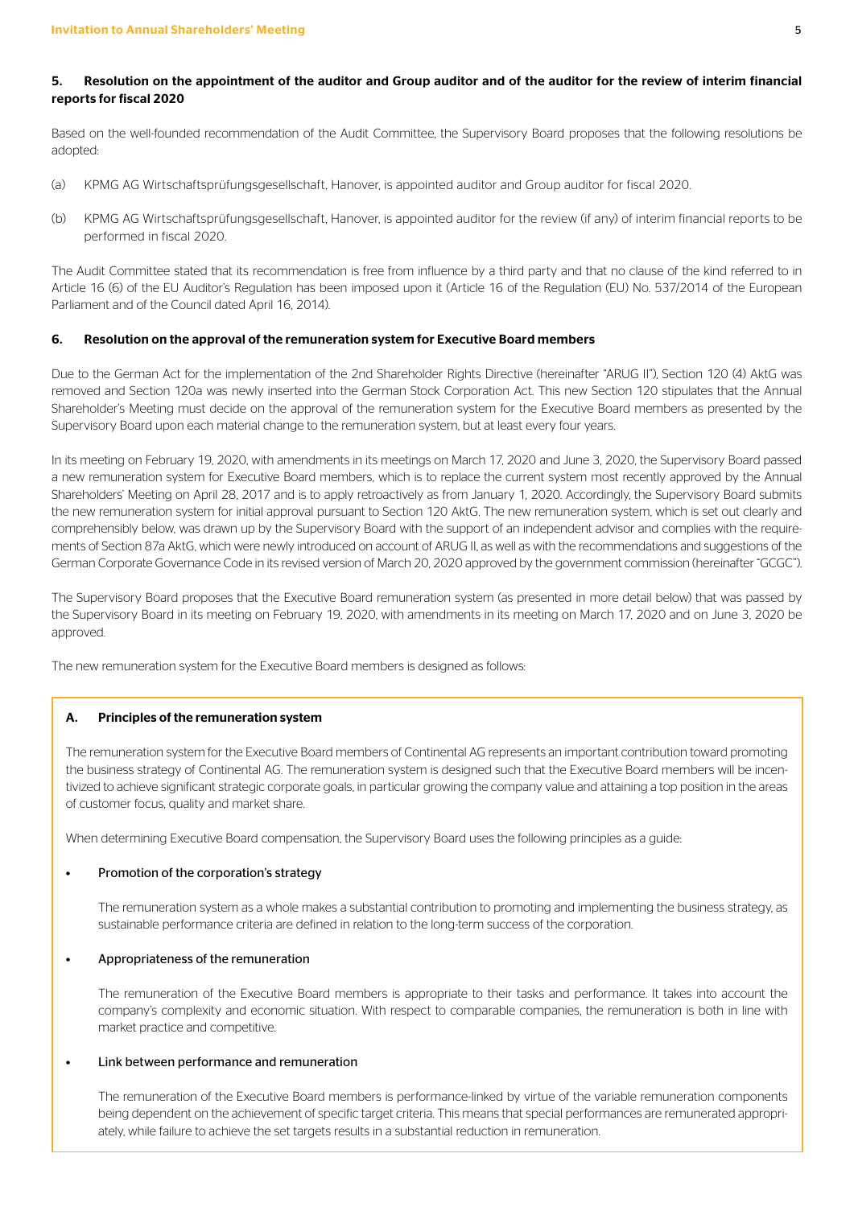### 5. Resolution on the appointment of the auditor and Group auditor and of the auditor for the review of interim financial reports for fiscal 2020

Based on the well-founded recommendation of the Audit Committee, the Supervisory Board proposes that the following resolutions be adopted:

(a) KPMG AG Wirtschaftsprüfungsgesellschaft, Hanover, is appointed auditor and Group auditor for fiscal 2020.

(b) KPMG AG Wirtschaftsprüfungsgesellschaft, Hanover, is appointed auditor for the review (if any) of interim financial reports to be performed in fiscal 2020.

The Audit Committee stated that its recommendation is free from influence by a third party and that no clause of the kind referred to in Article 16 (6) of the EU Auditor's Regulation has been imposed upon it (Article 16 of the Regulation (EU) No. 537/2014 of the European Parliament and of the Council dated April 16, 2014).

### 6. Resolution on the approval of the remuneration system for Executive Board members

Due to the German Act for the implementation of the 2nd Shareholder Rights Directive (hereinafter "ARUG II"), Section 120 (4) AktG was removed and Section 120a was newly inserted into the German Stock Corporation Act. This new Section 120 stipulates that the Annual Shareholder's Meeting must decide on the approval of the remuneration system for the Executive Board members as presented by the Supervisory Board upon each material change to the remuneration system, but at least every four years.

In its meeting on February 19, 2020, with amendments in its meetings on March 17, 2020 and June 3, 2020, the Supervisory Board passed a new remuneration system for Executive Board members, which is to replace the current system most recently approved by the Annual Shareholders' Meeting on April 28, 2017 and is to apply retroactively as from January 1, 2020. Accordingly, the Supervisory Board submits the new remuneration system for initial approval pursuant to Section 120 AktG. The new remuneration system, which is set out clearly and comprehensibly below, was drawn up by the Supervisory Board with the support of an independent advisor and complies with the requirements of Section 87a AktG, which were newly introduced on account of ARUG II, as well as with the recommendations and suggestions of the German Corporate Governance Code in its revised version of March 20, 2020 approved by the government commission (hereinafter "GCGC").

The Supervisory Board proposes that the Executive Board remuneration system (as presented in more detail below) that was passed by the Supervisory Board in its meeting on February 19, 2020, with amendments in its meeting on March 17, 2020 and on June 3, 2020 be approved.

The new remuneration system for the Executive Board members is designed as follows:

#### A. Principles of the remuneration system

The remuneration system for the Executive Board members of Continental AG represents an important contribution toward promoting the business strategy of Continental AG. The remuneration system is designed such that the Executive Board members will be incentivized to achieve significant strategic corporate goals, in particular growing the company value and attaining a top position in the areas of customer focus, quality and market share.

When determining Executive Board compensation, the Supervisory Board uses the following principles as a guide:

- Promotion of the corporation's strategy

  The remuneration system as a whole makes a substantial contribution to promoting and implementing the business strategy, as sustainable performance criteria are defined in relation to the long-term success of the corporation.

- Appropriateness of the remuneration

  The remuneration of the Executive Board members is appropriate to their tasks and performance. It takes into account the company's complexity and economic situation. With respect to comparable companies, the remuneration is both in line with market practice and competitive.

- Link between performance and remuneration

  The remuneration of the Executive Board members is performance-linked by virtue of the variable remuneration components being dependent on the achievement of specific target criteria. This means that special performances are remunerated appropriately, while failure to achieve the set targets results in a substantial reduction in remuneration.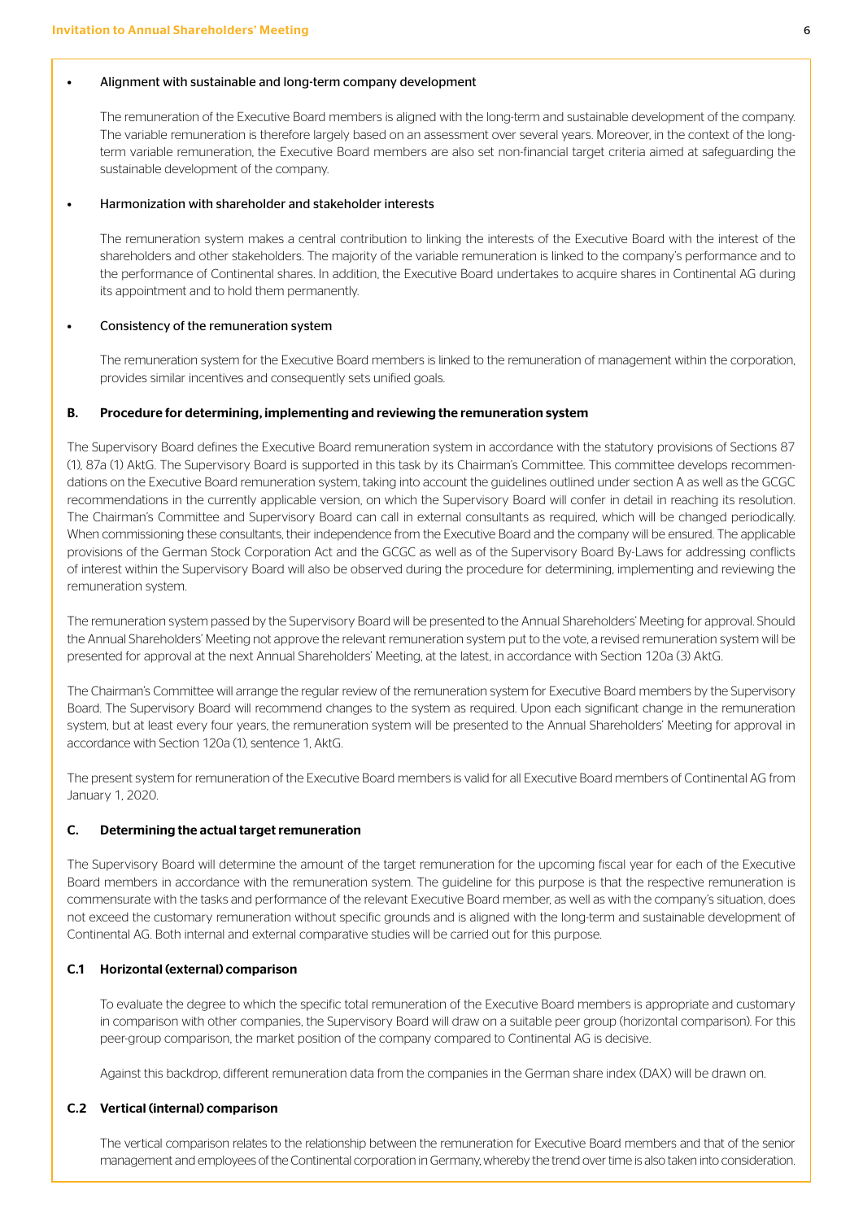- Alignment with sustainable and long-term company development

  The remuneration of the Executive Board members is aligned with the long-term and sustainable development of the company. The variable remuneration is therefore largely based on an assessment over several years. Moreover, in the context of the long-term variable remuneration, the Executive Board members are also set non-financial target criteria aimed at safeguarding the sustainable development of the company.

- Harmonization with shareholder and stakeholder interests

  The remuneration system makes a central contribution to linking the interests of the Executive Board with the interest of the shareholders and other stakeholders. The majority of the variable remuneration is linked to the company's performance and to the performance of Continental shares. In addition, the Executive Board undertakes to acquire shares in Continental AG during its appointment and to hold them permanently.

- Consistency of the remuneration system

  The remuneration system for the Executive Board members is linked to the remuneration of management within the corporation, provides similar incentives and consequently sets unified goals.

## B. Procedure for determining, implementing and reviewing the remuneration system

The Supervisory Board defines the Executive Board remuneration system in accordance with the statutory provisions of Sections 87 (1), 87a (1) AktG. The Supervisory Board is supported in this task by its Chairman's Committee. This committee develops recommendations on the Executive Board remuneration system, taking into account the guidelines outlined under section A as well as the GCGC recommendations in the currently applicable version, on which the Supervisory Board will confer in detail in reaching its resolution. The Chairman's Committee and Supervisory Board can call in external consultants as required, which will be changed periodically. When commissioning these consultants, their independence from the Executive Board and the company will be ensured. The applicable provisions of the German Stock Corporation Act and the GCGC as well as of the Supervisory Board By-Laws for addressing conflicts of interest within the Supervisory Board will also be observed during the procedure for determining, implementing and reviewing the remuneration system.

The remuneration system passed by the Supervisory Board will be presented to the Annual Shareholders' Meeting for approval. Should the Annual Shareholders' Meeting not approve the relevant remuneration system put to the vote, a revised remuneration system will be presented for approval at the next Annual Shareholders' Meeting, at the latest, in accordance with Section 120a (3) AktG.

The Chairman's Committee will arrange the regular review of the remuneration system for Executive Board members by the Supervisory Board. The Supervisory Board will recommend changes to the system as required. Upon each significant change in the remuneration system, but at least every four years, the remuneration system will be presented to the Annual Shareholders' Meeting for approval in accordance with Section 120a (1), sentence 1, AktG.

The present system for remuneration of the Executive Board members is valid for all Executive Board members of Continental AG from January 1, 2020.

## C. Determining the actual target remuneration

The Supervisory Board will determine the amount of the target remuneration for the upcoming fiscal year for each of the Executive Board members in accordance with the remuneration system. The guideline for this purpose is that the respective remuneration is commensurate with the tasks and performance of the relevant Executive Board member, as well as with the company's situation, does not exceed the customary remuneration without specific grounds and is aligned with the long-term and sustainable development of Continental AG. Both internal and external comparative studies will be carried out for this purpose.

### C.1 Horizontal (external) comparison

To evaluate the degree to which the specific total remuneration of the Executive Board members is appropriate and customary in comparison with other companies, the Supervisory Board will draw on a suitable peer group (horizontal comparison). For this peer-group comparison, the market position of the company compared to Continental AG is decisive.

Against this backdrop, different remuneration data from the companies in the German share index (DAX) will be drawn on.

### C.2 Vertical (internal) comparison

The vertical comparison relates to the relationship between the remuneration for Executive Board members and that of the senior management and employees of the Continental corporation in Germany, whereby the trend over time is also taken into consideration.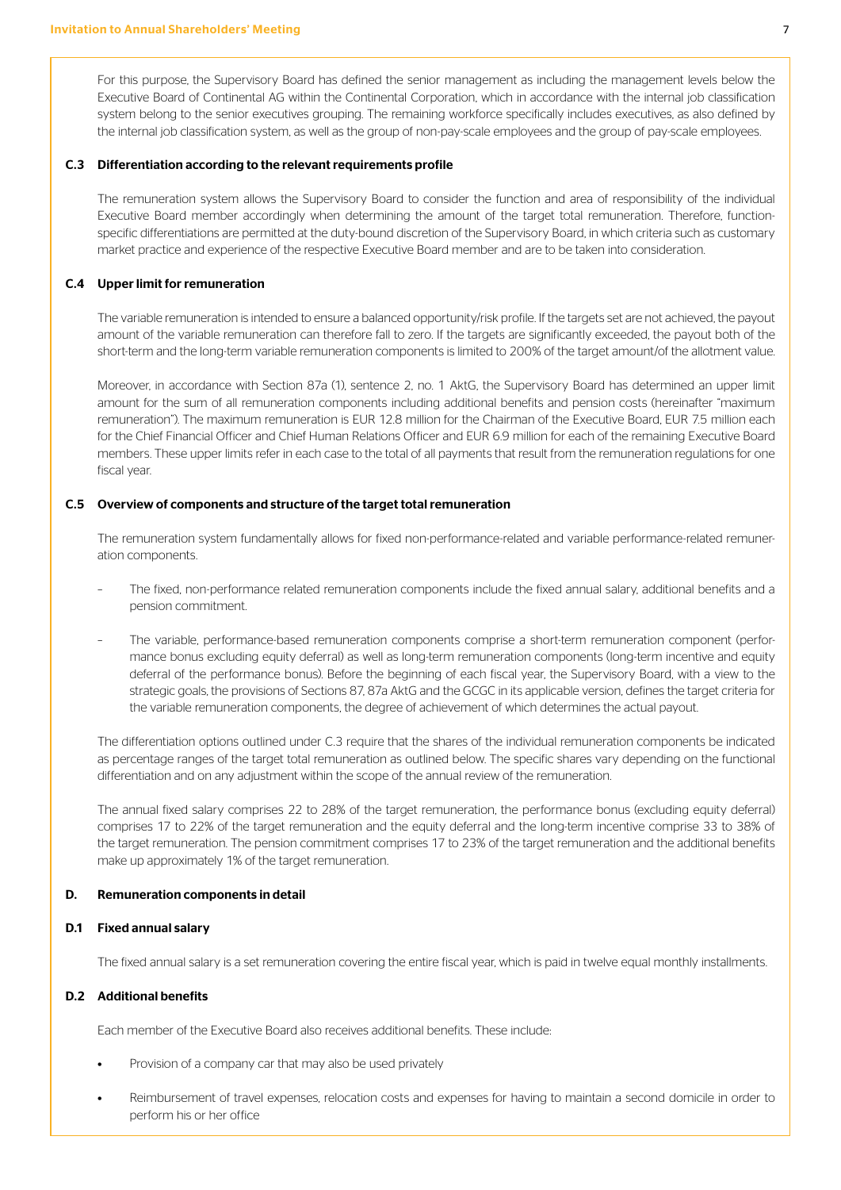For this purpose, the Supervisory Board has defined the senior management as including the management levels below the Executive Board of Continental AG within the Continental Corporation, which in accordance with the internal job classification system belong to the senior executives grouping. The remaining workforce specifically includes executives, as also defined by the internal job classification system, as well as the group of non-pay-scale employees and the group of pay-scale employees.

### C.3 Differentiation according to the relevant requirements profile

The remuneration system allows the Supervisory Board to consider the function and area of responsibility of the individual Executive Board member accordingly when determining the amount of the target total remuneration. Therefore, function-specific differentiations are permitted at the duty-bound discretion of the Supervisory Board, in which criteria such as customary market practice and experience of the respective Executive Board member and are to be taken into consideration.

### C.4 Upper limit for remuneration

The variable remuneration is intended to ensure a balanced opportunity/risk profile. If the targets set are not achieved, the payout amount of the variable remuneration can therefore fall to zero. If the targets are significantly exceeded, the payout both of the short-term and the long-term variable remuneration components is limited to 200% of the target amount/of the allotment value.

Moreover, in accordance with Section 87a (1), sentence 2, no. 1 AktG, the Supervisory Board has determined an upper limit amount for the sum of all remuneration components including additional benefits and pension costs (hereinafter "maximum remuneration"). The maximum remuneration is EUR 12.8 million for the Chairman of the Executive Board, EUR 7.5 million each for the Chief Financial Officer and Chief Human Relations Officer and EUR 6.9 million for each of the remaining Executive Board members. These upper limits refer in each case to the total of all payments that result from the remuneration regulations for one fiscal year.

### C.5 Overview of components and structure of the target total remuneration

The remuneration system fundamentally allows for fixed non-performance-related and variable performance-related remuneration components.

- The fixed, non-performance related remuneration components include the fixed annual salary, additional benefits and a pension commitment.
- The variable, performance-based remuneration components comprise a short-term remuneration component (performance bonus excluding equity deferral) as well as long-term remuneration components (long-term incentive and equity deferral of the performance bonus). Before the beginning of each fiscal year, the Supervisory Board, with a view to the strategic goals, the provisions of Sections 87, 87a AktG and the GCGC in its applicable version, defines the target criteria for the variable remuneration components, the degree of achievement of which determines the actual payout.

The differentiation options outlined under C.3 require that the shares of the individual remuneration components be indicated as percentage ranges of the target total remuneration as outlined below. The specific shares vary depending on the functional differentiation and on any adjustment within the scope of the annual review of the remuneration.

The annual fixed salary comprises 22 to 28% of the target remuneration, the performance bonus (excluding equity deferral) comprises 17 to 22% of the target remuneration and the equity deferral and the long-term incentive comprise 33 to 38% of the target remuneration. The pension commitment comprises 17 to 23% of the target remuneration and the additional benefits make up approximately 1% of the target remuneration.

## D. Remuneration components in detail

### D.1 Fixed annual salary

The fixed annual salary is a set remuneration covering the entire fiscal year, which is paid in twelve equal monthly installments.

### D.2 Additional benefits

Each member of the Executive Board also receives additional benefits. These include:

- Provision of a company car that may also be used privately
- Reimbursement of travel expenses, relocation costs and expenses for having to maintain a second domicile in order to perform his or her office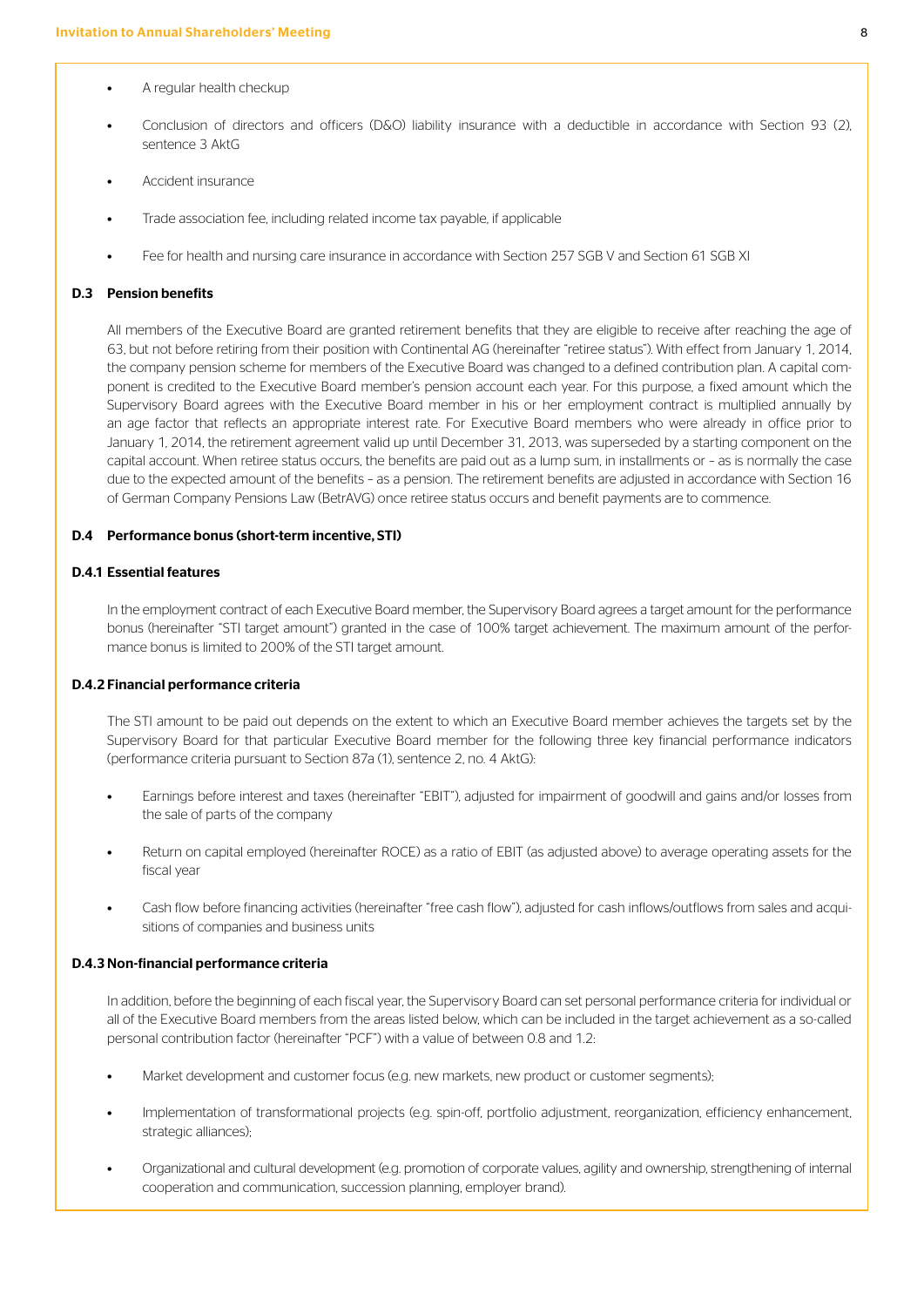- A regular health checkup
- Conclusion of directors and officers (D&O) liability insurance with a deductible in accordance with Section 93 (2), sentence 3 AktG
- Accident insurance
- Trade association fee, including related income tax payable, if applicable
- Fee for health and nursing care insurance in accordance with Section 257 SGB V and Section 61 SGB XI

### D.3 Pension benefits

All members of the Executive Board are granted retirement benefits that they are eligible to receive after reaching the age of 63, but not before retiring from their position with Continental AG (hereinafter "retiree status"). With effect from January 1, 2014, the company pension scheme for members of the Executive Board was changed to a defined contribution plan. A capital component is credited to the Executive Board member's pension account each year. For this purpose, a fixed amount which the Supervisory Board agrees with the Executive Board member in his or her employment contract is multiplied annually by an age factor that reflects an appropriate interest rate. For Executive Board members who were already in office prior to January 1, 2014, the retirement agreement valid up until December 31, 2013, was superseded by a starting component on the capital account. When retiree status occurs, the benefits are paid out as a lump sum, in installments or – as is normally the case due to the expected amount of the benefits – as a pension. The retirement benefits are adjusted in accordance with Section 16 of German Company Pensions Law (BetrAVG) once retiree status occurs and benefit payments are to commence.

### D.4 Performance bonus (short-term incentive, STI)

#### D.4.1 Essential features

In the employment contract of each Executive Board member, the Supervisory Board agrees a target amount for the performance bonus (hereinafter "STI target amount") granted in the case of 100% target achievement. The maximum amount of the performance bonus is limited to 200% of the STI target amount.

#### D.4.2 Financial performance criteria

The STI amount to be paid out depends on the extent to which an Executive Board member achieves the targets set by the Supervisory Board for that particular Executive Board member for the following three key financial performance indicators (performance criteria pursuant to Section 87a (1), sentence 2, no. 4 AktG):

- Earnings before interest and taxes (hereinafter "EBIT"), adjusted for impairment of goodwill and gains and/or losses from the sale of parts of the company
- Return on capital employed (hereinafter ROCE) as a ratio of EBIT (as adjusted above) to average operating assets for the fiscal year
- Cash flow before financing activities (hereinafter "free cash flow"), adjusted for cash inflows/outflows from sales and acquisitions of companies and business units

#### D.4.3 Non-financial performance criteria

In addition, before the beginning of each fiscal year, the Supervisory Board can set personal performance criteria for individual or all of the Executive Board members from the areas listed below, which can be included in the target achievement as a so-called personal contribution factor (hereinafter "PCF") with a value of between 0.8 and 1.2:

- Market development and customer focus (e.g. new markets, new product or customer segments);
- Implementation of transformational projects (e.g. spin-off, portfolio adjustment, reorganization, efficiency enhancement, strategic alliances);
- Organizational and cultural development (e.g. promotion of corporate values, agility and ownership, strengthening of internal cooperation and communication, succession planning, employer brand).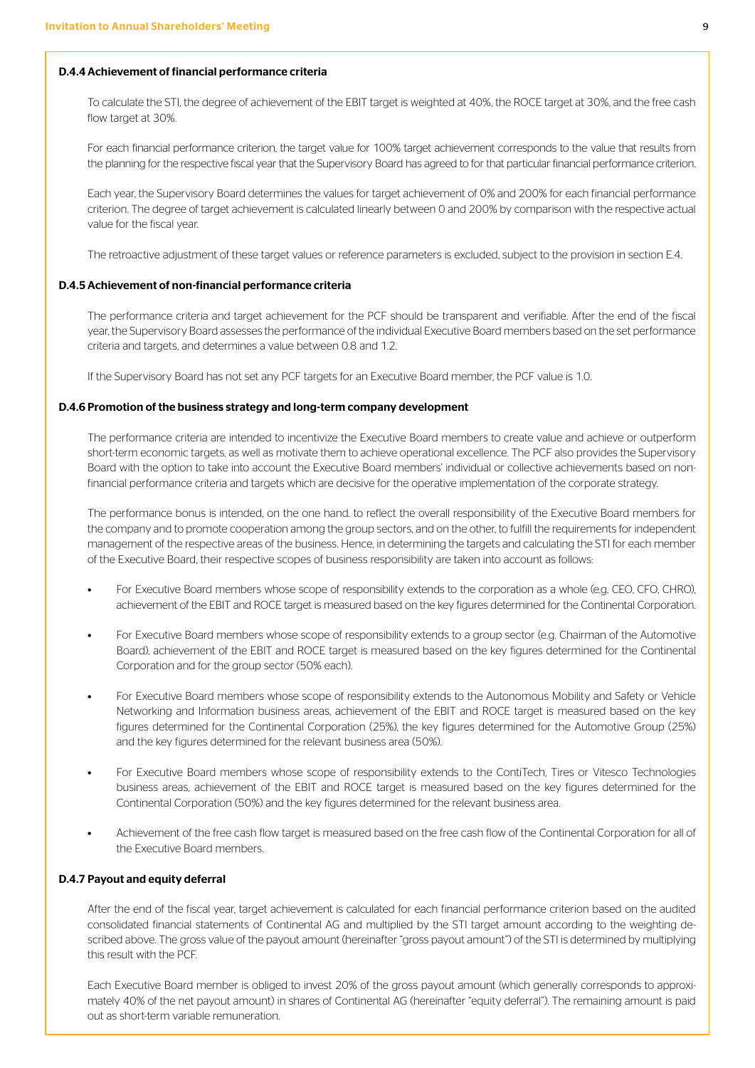#### D.4.4 Achievement of financial performance criteria

To calculate the STI, the degree of achievement of the EBIT target is weighted at 40%, the ROCE target at 30%, and the free cash flow target at 30%.

For each financial performance criterion, the target value for 100% target achievement corresponds to the value that results from the planning for the respective fiscal year that the Supervisory Board has agreed to for that particular financial performance criterion.

Each year, the Supervisory Board determines the values for target achievement of 0% and 200% for each financial performance criterion. The degree of target achievement is calculated linearly between 0 and 200% by comparison with the respective actual value for the fiscal year.

The retroactive adjustment of these target values or reference parameters is excluded, subject to the provision in section E.4.

#### D.4.5 Achievement of non-financial performance criteria

The performance criteria and target achievement for the PCF should be transparent and verifiable. After the end of the fiscal year, the Supervisory Board assesses the performance of the individual Executive Board members based on the set performance criteria and targets, and determines a value between 0.8 and 1.2.

If the Supervisory Board has not set any PCF targets for an Executive Board member, the PCF value is 1.0.

#### D.4.6 Promotion of the business strategy and long-term company development

The performance criteria are intended to incentivize the Executive Board members to create value and achieve or outperform short-term economic targets, as well as motivate them to achieve operational excellence. The PCF also provides the Supervisory Board with the option to take into account the Executive Board members' individual or collective achievements based on non-financial performance criteria and targets which are decisive for the operative implementation of the corporate strategy.

The performance bonus is intended, on the one hand. to reflect the overall responsibility of the Executive Board members for the company and to promote cooperation among the group sectors, and on the other, to fulfill the requirements for independent management of the respective areas of the business. Hence, in determining the targets and calculating the STI for each member of the Executive Board, their respective scopes of business responsibility are taken into account as follows:

- For Executive Board members whose scope of responsibility extends to the corporation as a whole (e.g. CEO, CFO, CHRO), achievement of the EBIT and ROCE target is measured based on the key figures determined for the Continental Corporation.
- For Executive Board members whose scope of responsibility extends to a group sector (e.g. Chairman of the Automotive Board), achievement of the EBIT and ROCE target is measured based on the key figures determined for the Continental Corporation and for the group sector (50% each).
- For Executive Board members whose scope of responsibility extends to the Autonomous Mobility and Safety or Vehicle Networking and Information business areas, achievement of the EBIT and ROCE target is measured based on the key figures determined for the Continental Corporation (25%), the key figures determined for the Automotive Group (25%) and the key figures determined for the relevant business area (50%).
- For Executive Board members whose scope of responsibility extends to the ContiTech, Tires or Vitesco Technologies business areas, achievement of the EBIT and ROCE target is measured based on the key figures determined for the Continental Corporation (50%) and the key figures determined for the relevant business area.
- Achievement of the free cash flow target is measured based on the free cash flow of the Continental Corporation for all of the Executive Board members.

#### D.4.7 Payout and equity deferral

After the end of the fiscal year, target achievement is calculated for each financial performance criterion based on the audited consolidated financial statements of Continental AG and multiplied by the STI target amount according to the weighting described above. The gross value of the payout amount (hereinafter "gross payout amount") of the STI is determined by multiplying this result with the PCF.

Each Executive Board member is obliged to invest 20% of the gross payout amount (which generally corresponds to approximately 40% of the net payout amount) in shares of Continental AG (hereinafter "equity deferral"). The remaining amount is paid out as short-term variable remuneration.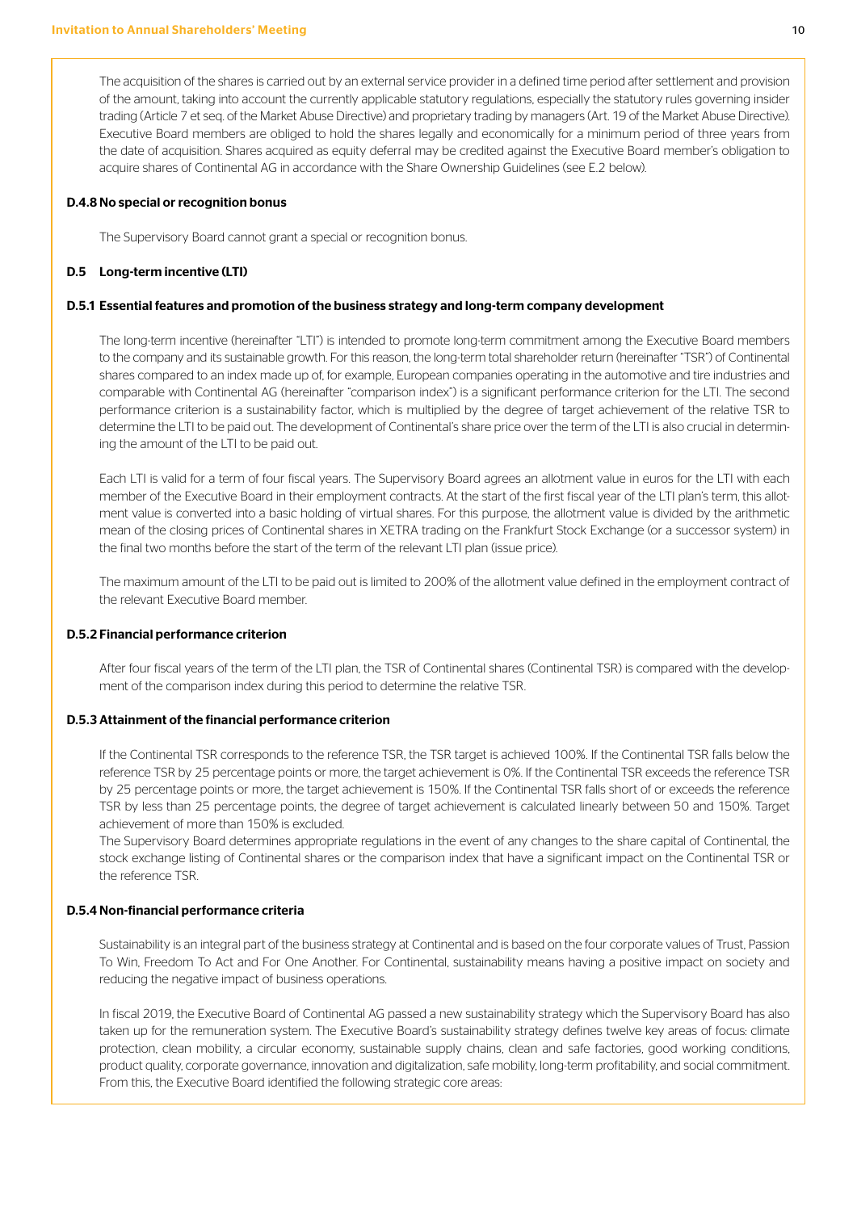The acquisition of the shares is carried out by an external service provider in a defined time period after settlement and provision of the amount, taking into account the currently applicable statutory regulations, especially the statutory rules governing insider trading (Article 7 et seq. of the Market Abuse Directive) and proprietary trading by managers (Art. 19 of the Market Abuse Directive). Executive Board members are obliged to hold the shares legally and economically for a minimum period of three years from the date of acquisition. Shares acquired as equity deferral may be credited against the Executive Board member's obligation to acquire shares of Continental AG in accordance with the Share Ownership Guidelines (see E.2 below).

#### D.4.8 No special or recognition bonus

The Supervisory Board cannot grant a special or recognition bonus.

### D.5 Long-term incentive (LTI)

#### D.5.1 Essential features and promotion of the business strategy and long-term company development

The long-term incentive (hereinafter "LTI") is intended to promote long-term commitment among the Executive Board members to the company and its sustainable growth. For this reason, the long-term total shareholder return (hereinafter "TSR") of Continental shares compared to an index made up of, for example, European companies operating in the automotive and tire industries and comparable with Continental AG (hereinafter "comparison index") is a significant performance criterion for the LTI. The second performance criterion is a sustainability factor, which is multiplied by the degree of target achievement of the relative TSR to determine the LTI to be paid out. The development of Continental's share price over the term of the LTI is also crucial in determining the amount of the LTI to be paid out.

Each LTI is valid for a term of four fiscal years. The Supervisory Board agrees an allotment value in euros for the LTI with each member of the Executive Board in their employment contracts. At the start of the first fiscal year of the LTI plan's term, this allotment value is converted into a basic holding of virtual shares. For this purpose, the allotment value is divided by the arithmetic mean of the closing prices of Continental shares in XETRA trading on the Frankfurt Stock Exchange (or a successor system) in the final two months before the start of the term of the relevant LTI plan (issue price).

The maximum amount of the LTI to be paid out is limited to 200% of the allotment value defined in the employment contract of the relevant Executive Board member.

#### D.5.2 Financial performance criterion

After four fiscal years of the term of the LTI plan, the TSR of Continental shares (Continental TSR) is compared with the development of the comparison index during this period to determine the relative TSR.

#### D.5.3 Attainment of the financial performance criterion

If the Continental TSR corresponds to the reference TSR, the TSR target is achieved 100%. If the Continental TSR falls below the reference TSR by 25 percentage points or more, the target achievement is 0%. If the Continental TSR exceeds the reference TSR by 25 percentage points or more, the target achievement is 150%. If the Continental TSR falls short of or exceeds the reference TSR by less than 25 percentage points, the degree of target achievement is calculated linearly between 50 and 150%. Target achievement of more than 150% is excluded.

The Supervisory Board determines appropriate regulations in the event of any changes to the share capital of Continental, the stock exchange listing of Continental shares or the comparison index that have a significant impact on the Continental TSR or the reference TSR.

#### D.5.4 Non-financial performance criteria

Sustainability is an integral part of the business strategy at Continental and is based on the four corporate values of Trust, Passion To Win, Freedom To Act and For One Another. For Continental, sustainability means having a positive impact on society and reducing the negative impact of business operations.

In fiscal 2019, the Executive Board of Continental AG passed a new sustainability strategy which the Supervisory Board has also taken up for the remuneration system. The Executive Board's sustainability strategy defines twelve key areas of focus: climate protection, clean mobility, a circular economy, sustainable supply chains, clean and safe factories, good working conditions, product quality, corporate governance, innovation and digitalization, safe mobility, long-term profitability, and social commitment. From this, the Executive Board identified the following strategic core areas: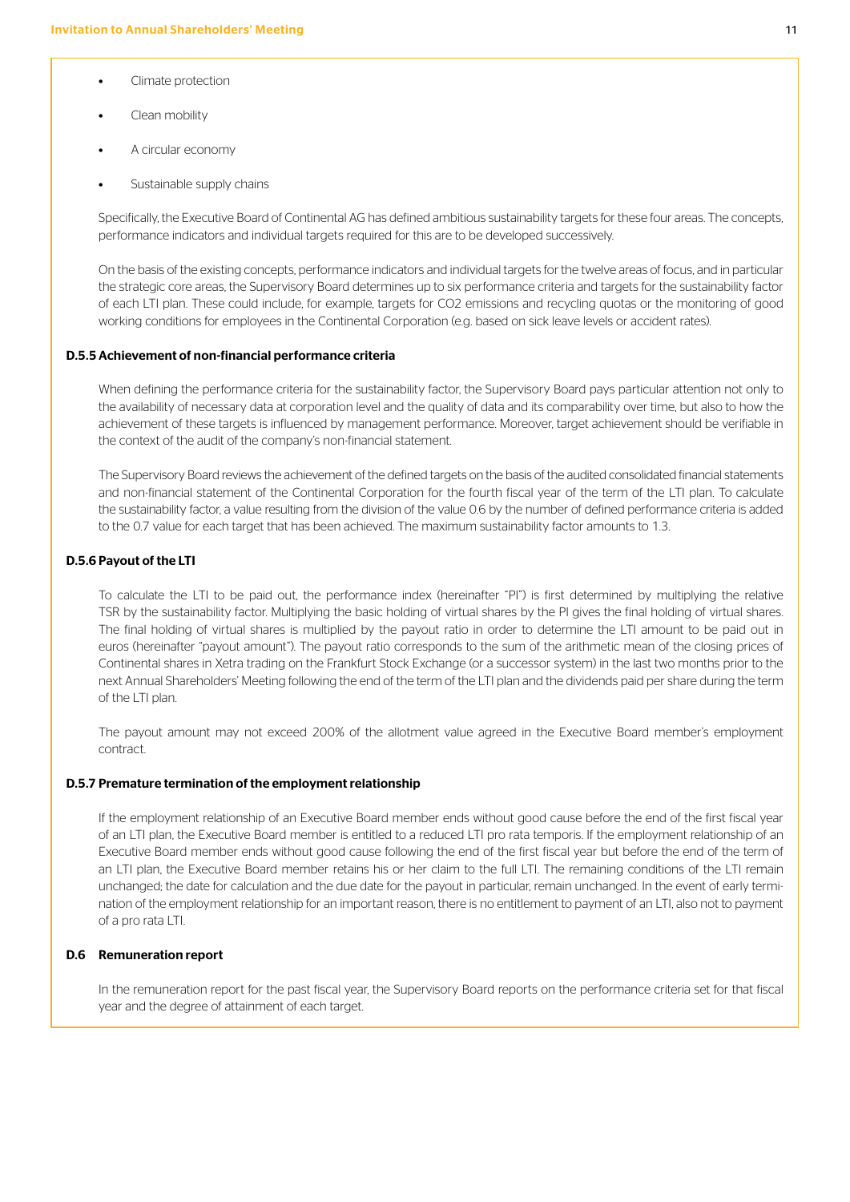- Climate protection
- Clean mobility
- A circular economy
- Sustainable supply chains

Specifically, the Executive Board of Continental AG has defined ambitious sustainability targets for these four areas. The concepts, performance indicators and individual targets required for this are to be developed successively.

On the basis of the existing concepts, performance indicators and individual targets for the twelve areas of focus, and in particular the strategic core areas, the Supervisory Board determines up to six performance criteria and targets for the sustainability factor of each LTI plan. These could include, for example, targets for CO2 emissions and recycling quotas or the monitoring of good working conditions for employees in the Continental Corporation (e.g. based on sick leave levels or accident rates).

### D.5.5 Achievement of non-financial performance criteria

When defining the performance criteria for the sustainability factor, the Supervisory Board pays particular attention not only to the availability of necessary data at corporation level and the quality of data and its comparability over time, but also to how the achievement of these targets is influenced by management performance. Moreover, target achievement should be verifiable in the context of the audit of the company's non-financial statement.

The Supervisory Board reviews the achievement of the defined targets on the basis of the audited consolidated financial statements and non-financial statement of the Continental Corporation for the fourth fiscal year of the term of the LTI plan. To calculate the sustainability factor, a value resulting from the division of the value 0.6 by the number of defined performance criteria is added to the 0.7 value for each target that has been achieved. The maximum sustainability factor amounts to 1.3.

### D.5.6 Payout of the LTI

To calculate the LTI to be paid out, the performance index (hereinafter "PI") is first determined by multiplying the relative TSR by the sustainability factor. Multiplying the basic holding of virtual shares by the PI gives the final holding of virtual shares. The final holding of virtual shares is multiplied by the payout ratio in order to determine the LTI amount to be paid out in euros (hereinafter "payout amount"). The payout ratio corresponds to the sum of the arithmetic mean of the closing prices of Continental shares in Xetra trading on the Frankfurt Stock Exchange (or a successor system) in the last two months prior to the next Annual Shareholders' Meeting following the end of the term of the LTI plan and the dividends paid per share during the term of the LTI plan.

The payout amount may not exceed 200% of the allotment value agreed in the Executive Board member's employment contract.

### D.5.7 Premature termination of the employment relationship

If the employment relationship of an Executive Board member ends without good cause before the end of the first fiscal year of an LTI plan, the Executive Board member is entitled to a reduced LTI pro rata temporis. If the employment relationship of an Executive Board member ends without good cause following the end of the first fiscal year but before the end of the term of an LTI plan, the Executive Board member retains his or her claim to the full LTI. The remaining conditions of the LTI remain unchanged; the date for calculation and the due date for the payout in particular, remain unchanged. In the event of early termination of the employment relationship for an important reason, there is no entitlement to payment of an LTI, also not to payment of a pro rata LTI.

### D.6 Remuneration report

In the remuneration report for the past fiscal year, the Supervisory Board reports on the performance criteria set for that fiscal year and the degree of attainment of each target.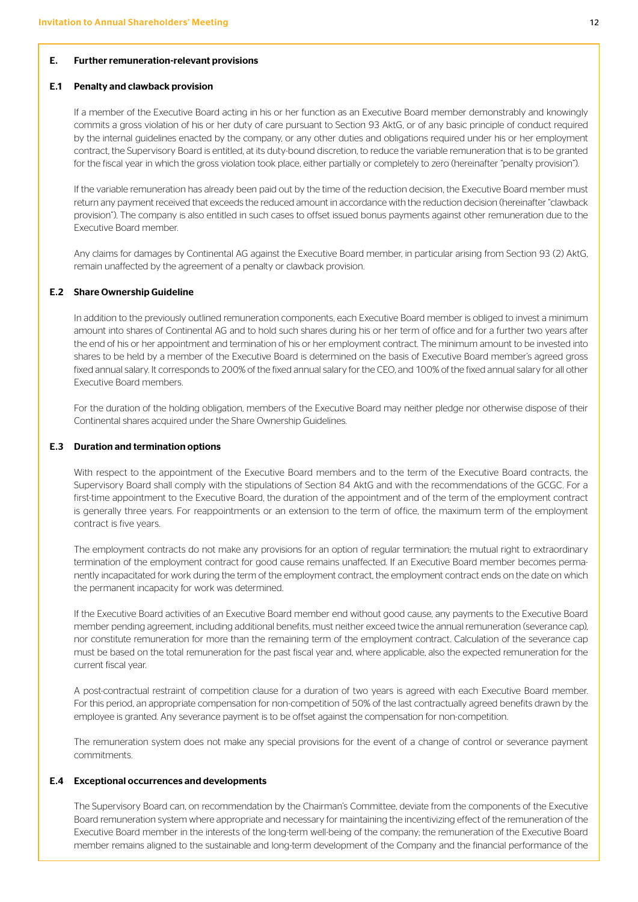## E. Further remuneration-relevant provisions

### E.1 Penalty and clawback provision

If a member of the Executive Board acting in his or her function as an Executive Board member demonstrably and knowingly commits a gross violation of his or her duty of care pursuant to Section 93 AktG, or of any basic principle of conduct required by the internal guidelines enacted by the company, or any other duties and obligations required under his or her employment contract, the Supervisory Board is entitled, at its duty-bound discretion, to reduce the variable remuneration that is to be granted for the fiscal year in which the gross violation took place, either partially or completely to zero (hereinafter "penalty provision").

If the variable remuneration has already been paid out by the time of the reduction decision, the Executive Board member must return any payment received that exceeds the reduced amount in accordance with the reduction decision (hereinafter "clawback provision"). The company is also entitled in such cases to offset issued bonus payments against other remuneration due to the Executive Board member.

Any claims for damages by Continental AG against the Executive Board member, in particular arising from Section 93 (2) AktG, remain unaffected by the agreement of a penalty or clawback provision.

### E.2 Share Ownership Guideline

In addition to the previously outlined remuneration components, each Executive Board member is obliged to invest a minimum amount into shares of Continental AG and to hold such shares during his or her term of office and for a further two years after the end of his or her appointment and termination of his or her employment contract. The minimum amount to be invested into shares to be held by a member of the Executive Board is determined on the basis of Executive Board member's agreed gross fixed annual salary. It corresponds to 200% of the fixed annual salary for the CEO, and 100% of the fixed annual salary for all other Executive Board members.

For the duration of the holding obligation, members of the Executive Board may neither pledge nor otherwise dispose of their Continental shares acquired under the Share Ownership Guidelines.

### E.3 Duration and termination options

With respect to the appointment of the Executive Board members and to the term of the Executive Board contracts, the Supervisory Board shall comply with the stipulations of Section 84 AktG and with the recommendations of the GCGC. For a first-time appointment to the Executive Board, the duration of the appointment and of the term of the employment contract is generally three years. For reappointments or an extension to the term of office, the maximum term of the employment contract is five years.

The employment contracts do not make any provisions for an option of regular termination; the mutual right to extraordinary termination of the employment contract for good cause remains unaffected. If an Executive Board member becomes permanently incapacitated for work during the term of the employment contract, the employment contract ends on the date on which the permanent incapacity for work was determined.

If the Executive Board activities of an Executive Board member end without good cause, any payments to the Executive Board member pending agreement, including additional benefits, must neither exceed twice the annual remuneration (severance cap), nor constitute remuneration for more than the remaining term of the employment contract. Calculation of the severance cap must be based on the total remuneration for the past fiscal year and, where applicable, also the expected remuneration for the current fiscal year.

A post-contractual restraint of competition clause for a duration of two years is agreed with each Executive Board member. For this period, an appropriate compensation for non-competition of 50% of the last contractually agreed benefits drawn by the employee is granted. Any severance payment is to be offset against the compensation for non-competition.

The remuneration system does not make any special provisions for the event of a change of control or severance payment commitments.

### E.4 Exceptional occurrences and developments

The Supervisory Board can, on recommendation by the Chairman's Committee, deviate from the components of the Executive Board remuneration system where appropriate and necessary for maintaining the incentivizing effect of the remuneration of the Executive Board member in the interests of the long-term well-being of the company; the remuneration of the Executive Board member remains aligned to the sustainable and long-term development of the Company and the financial performance of the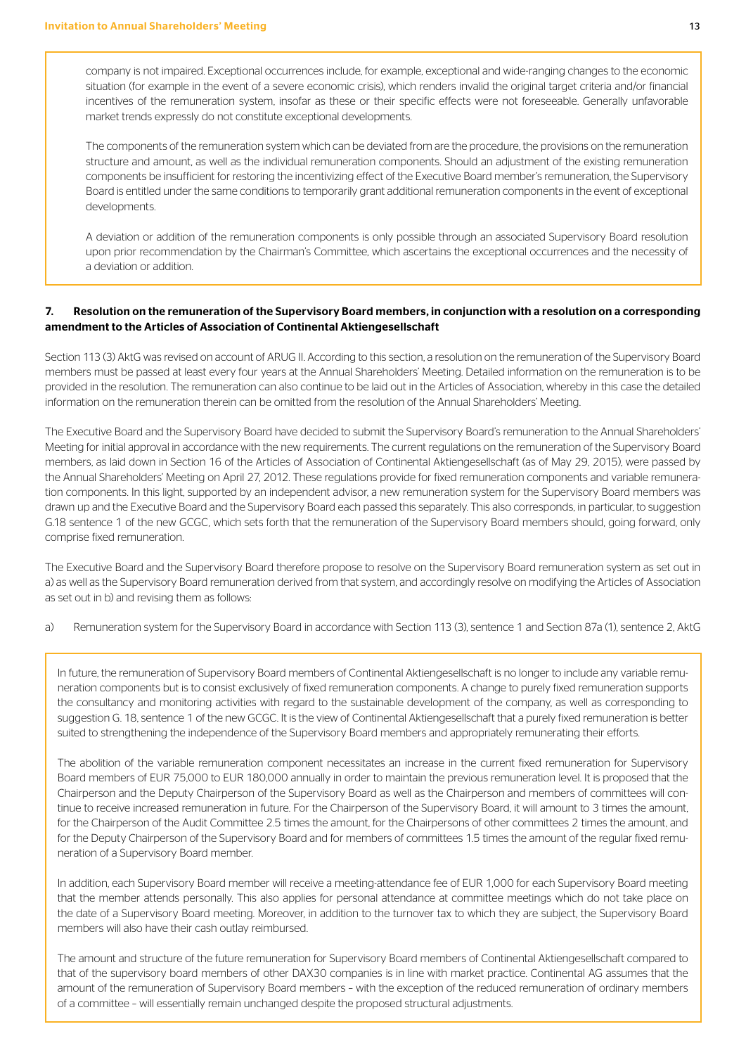company is not impaired. Exceptional occurrences include, for example, exceptional and wide-ranging changes to the economic situation (for example in the event of a severe economic crisis), which renders invalid the original target criteria and/or financial incentives of the remuneration system, insofar as these or their specific effects were not foreseeable. Generally unfavorable market trends expressly do not constitute exceptional developments.

The components of the remuneration system which can be deviated from are the procedure, the provisions on the remuneration structure and amount, as well as the individual remuneration components. Should an adjustment of the existing remuneration components be insufficient for restoring the incentivizing effect of the Executive Board member's remuneration, the Supervisory Board is entitled under the same conditions to temporarily grant additional remuneration components in the event of exceptional developments.

A deviation or addition of the remuneration components is only possible through an associated Supervisory Board resolution upon prior recommendation by the Chairman's Committee, which ascertains the exceptional occurrences and the necessity of a deviation or addition.

## 7. Resolution on the remuneration of the Supervisory Board members, in conjunction with a resolution on a corresponding amendment to the Articles of Association of Continental Aktiengesellschaft

Section 113 (3) AktG was revised on account of ARUG II. According to this section, a resolution on the remuneration of the Supervisory Board members must be passed at least every four years at the Annual Shareholders' Meeting. Detailed information on the remuneration is to be provided in the resolution. The remuneration can also continue to be laid out in the Articles of Association, whereby in this case the detailed information on the remuneration therein can be omitted from the resolution of the Annual Shareholders' Meeting.

The Executive Board and the Supervisory Board have decided to submit the Supervisory Board's remuneration to the Annual Shareholders' Meeting for initial approval in accordance with the new requirements. The current regulations on the remuneration of the Supervisory Board members, as laid down in Section 16 of the Articles of Association of Continental Aktiengesellschaft (as of May 29, 2015), were passed by the Annual Shareholders' Meeting on April 27, 2012. These regulations provide for fixed remuneration components and variable remuneration components. In this light, supported by an independent advisor, a new remuneration system for the Supervisory Board members was drawn up and the Executive Board and the Supervisory Board each passed this separately. This also corresponds, in particular, to suggestion G.18 sentence 1 of the new GCGC, which sets forth that the remuneration of the Supervisory Board members should, going forward, only comprise fixed remuneration.

The Executive Board and the Supervisory Board therefore propose to resolve on the Supervisory Board remuneration system as set out in a) as well as the Supervisory Board remuneration derived from that system, and accordingly resolve on modifying the Articles of Association as set out in b) and revising them as follows:

a) Remuneration system for the Supervisory Board in accordance with Section 113 (3), sentence 1 and Section 87a (1), sentence 2, AktG

In future, the remuneration of Supervisory Board members of Continental Aktiengesellschaft is no longer to include any variable remuneration components but is to consist exclusively of fixed remuneration components. A change to purely fixed remuneration supports the consultancy and monitoring activities with regard to the sustainable development of the company, as well as corresponding to suggestion G. 18, sentence 1 of the new GCGC. It is the view of Continental Aktiengesellschaft that a purely fixed remuneration is better suited to strengthening the independence of the Supervisory Board members and appropriately remunerating their efforts.

The abolition of the variable remuneration component necessitates an increase in the current fixed remuneration for Supervisory Board members of EUR 75,000 to EUR 180,000 annually in order to maintain the previous remuneration level. It is proposed that the Chairperson and the Deputy Chairperson of the Supervisory Board as well as the Chairperson and members of committees will continue to receive increased remuneration in future. For the Chairperson of the Supervisory Board, it will amount to 3 times the amount, for the Chairperson of the Audit Committee 2.5 times the amount, for the Chairpersons of other committees 2 times the amount, and for the Deputy Chairperson of the Supervisory Board and for members of committees 1.5 times the amount of the regular fixed remuneration of a Supervisory Board member.

In addition, each Supervisory Board member will receive a meeting-attendance fee of EUR 1,000 for each Supervisory Board meeting that the member attends personally. This also applies for personal attendance at committee meetings which do not take place on the date of a Supervisory Board meeting. Moreover, in addition to the turnover tax to which they are subject, the Supervisory Board members will also have their cash outlay reimbursed.

The amount and structure of the future remuneration for Supervisory Board members of Continental Aktiengesellschaft compared to that of the supervisory board members of other DAX30 companies is in line with market practice. Continental AG assumes that the amount of the remuneration of Supervisory Board members – with the exception of the reduced remuneration of ordinary members of a committee – will essentially remain unchanged despite the proposed structural adjustments.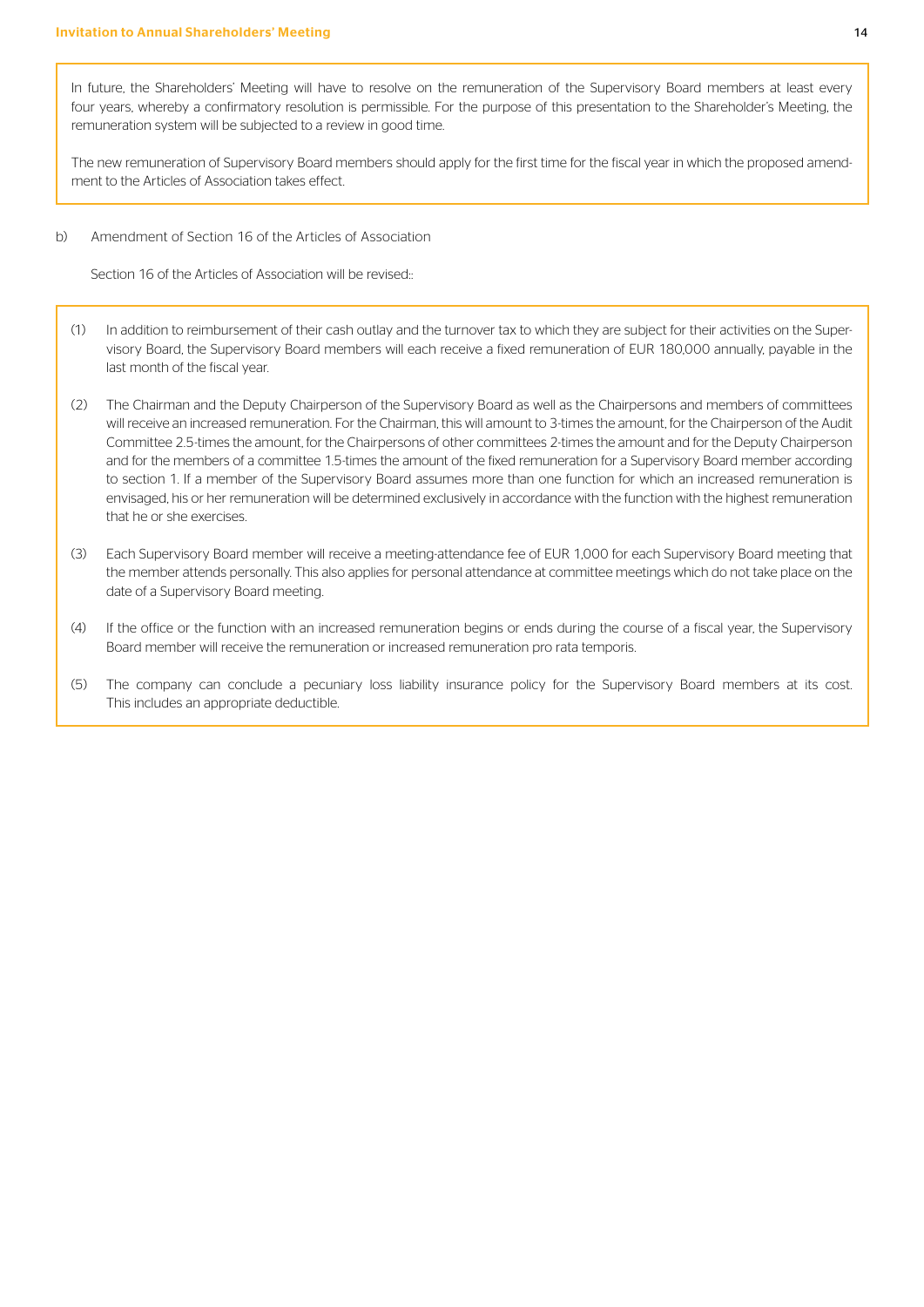In future, the Shareholders' Meeting will have to resolve on the remuneration of the Supervisory Board members at least every four years, whereby a confirmatory resolution is permissible. For the purpose of this presentation to the Shareholder's Meeting, the remuneration system will be subjected to a review in good time.

The new remuneration of Supervisory Board members should apply for the first time for the fiscal year in which the proposed amendment to the Articles of Association takes effect.

b) Amendment of Section 16 of the Articles of Association

Section 16 of the Articles of Association will be revised::

(1) In addition to reimbursement of their cash outlay and the turnover tax to which they are subject for their activities on the Supervisory Board, the Supervisory Board members will each receive a fixed remuneration of EUR 180,000 annually, payable in the last month of the fiscal year.

(2) The Chairman and the Deputy Chairperson of the Supervisory Board as well as the Chairpersons and members of committees will receive an increased remuneration. For the Chairman, this will amount to 3-times the amount, for the Chairperson of the Audit Committee 2.5-times the amount, for the Chairpersons of other committees 2-times the amount and for the Deputy Chairperson and for the members of a committee 1.5-times the amount of the fixed remuneration for a Supervisory Board member according to section 1. If a member of the Supervisory Board assumes more than one function for which an increased remuneration is envisaged, his or her remuneration will be determined exclusively in accordance with the function with the highest remuneration that he or she exercises.

(3) Each Supervisory Board member will receive a meeting-attendance fee of EUR 1,000 for each Supervisory Board meeting that the member attends personally. This also applies for personal attendance at committee meetings which do not take place on the date of a Supervisory Board meeting.

(4) If the office or the function with an increased remuneration begins or ends during the course of a fiscal year, the Supervisory Board member will receive the remuneration or increased remuneration pro rata temporis.

(5) The company can conclude a pecuniary loss liability insurance policy for the Supervisory Board members at its cost. This includes an appropriate deductible.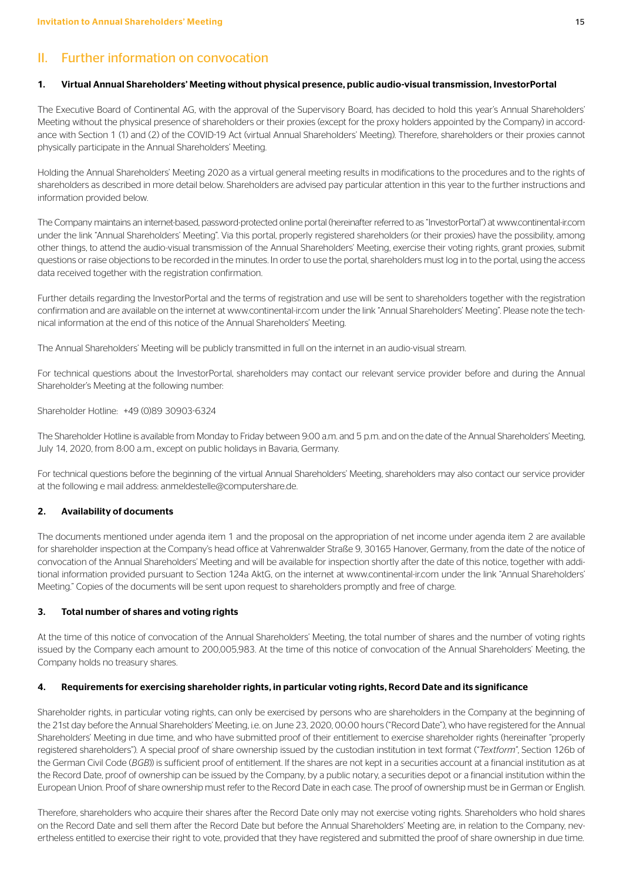## II. Further information on convocation

### 1. Virtual Annual Shareholders' Meeting without physical presence, public audio-visual transmission, InvestorPortal

The Executive Board of Continental AG, with the approval of the Supervisory Board, has decided to hold this year's Annual Shareholders' Meeting without the physical presence of shareholders or their proxies (except for the proxy holders appointed by the Company) in accordance with Section 1 (1) and (2) of the COVID-19 Act (virtual Annual Shareholders' Meeting). Therefore, shareholders or their proxies cannot physically participate in the Annual Shareholders' Meeting.

Holding the Annual Shareholders' Meeting 2020 as a virtual general meeting results in modifications to the procedures and to the rights of shareholders as described in more detail below. Shareholders are advised pay particular attention in this year to the further instructions and information provided below.

The Company maintains an internet-based, password-protected online portal (hereinafter referred to as "InvestorPortal") at www.continental-ir.com under the link "Annual Shareholders' Meeting". Via this portal, properly registered shareholders (or their proxies) have the possibility, among other things, to attend the audio-visual transmission of the Annual Shareholders' Meeting, exercise their voting rights, grant proxies, submit questions or raise objections to be recorded in the minutes. In order to use the portal, shareholders must log in to the portal, using the access data received together with the registration confirmation.

Further details regarding the InvestorPortal and the terms of registration and use will be sent to shareholders together with the registration confirmation and are available on the internet at www.continental-ir.com under the link "Annual Shareholders' Meeting". Please note the technical information at the end of this notice of the Annual Shareholders' Meeting.

The Annual Shareholders' Meeting will be publicly transmitted in full on the internet in an audio-visual stream.

For technical questions about the InvestorPortal, shareholders may contact our relevant service provider before and during the Annual Shareholder's Meeting at the following number:

Shareholder Hotline: +49 (0)89 30903-6324

The Shareholder Hotline is available from Monday to Friday between 9:00 a.m. and 5 p.m. and on the date of the Annual Shareholders' Meeting, July 14, 2020, from 8:00 a.m., except on public holidays in Bavaria, Germany.

For technical questions before the beginning of the virtual Annual Shareholders' Meeting, shareholders may also contact our service provider at the following e mail address: anmeldestelle@computershare.de.

### 2. Availability of documents

The documents mentioned under agenda item 1 and the proposal on the appropriation of net income under agenda item 2 are available for shareholder inspection at the Company's head office at Vahrenwalder Straße 9, 30165 Hanover, Germany, from the date of the notice of convocation of the Annual Shareholders' Meeting and will be available for inspection shortly after the date of this notice, together with additional information provided pursuant to Section 124a AktG, on the internet at www.continental-ir.com under the link "Annual Shareholders' Meeting." Copies of the documents will be sent upon request to shareholders promptly and free of charge.

### 3. Total number of shares and voting rights

At the time of this notice of convocation of the Annual Shareholders' Meeting, the total number of shares and the number of voting rights issued by the Company each amount to 200,005,983. At the time of this notice of convocation of the Annual Shareholders' Meeting, the Company holds no treasury shares.

### 4. Requirements for exercising shareholder rights, in particular voting rights, Record Date and its significance

Shareholder rights, in particular voting rights, can only be exercised by persons who are shareholders in the Company at the beginning of the 21st day before the Annual Shareholders' Meeting, i.e. on June 23, 2020, 00:00 hours ("Record Date"), who have registered for the Annual Shareholders' Meeting in due time, and who have submitted proof of their entitlement to exercise shareholder rights (hereinafter "properly registered shareholders"). A special proof of share ownership issued by the custodian institution in text format ("*Textform*", Section 126b of the German Civil Code (*BGB*)) is sufficient proof of entitlement. If the shares are not kept in a securities account at a financial institution as at the Record Date, proof of ownership can be issued by the Company, by a public notary, a securities depot or a financial institution within the European Union. Proof of share ownership must refer to the Record Date in each case. The proof of ownership must be in German or English.

Therefore, shareholders who acquire their shares after the Record Date only may not exercise voting rights. Shareholders who hold shares on the Record Date and sell them after the Record Date but before the Annual Shareholders' Meeting are, in relation to the Company, nevertheless entitled to exercise their right to vote, provided that they have registered and submitted the proof of share ownership in due time.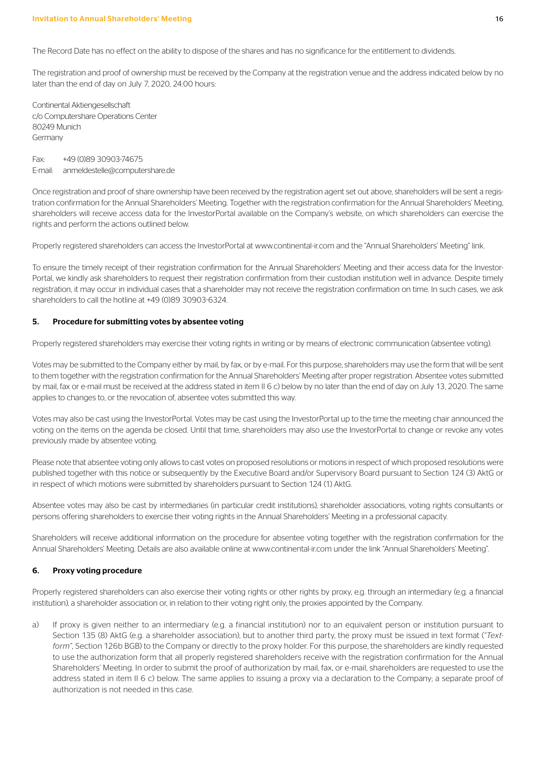The Record Date has no effect on the ability to dispose of the shares and has no significance for the entitlement to dividends.

The registration and proof of ownership must be received by the Company at the registration venue and the address indicated below by no later than the end of day on July 7, 2020, 24:00 hours:

Continental Aktiengesellschaft
c/o Computershare Operations Center
80249 Munich
Germany

Fax: +49 (0)89 30903-74675
E-mail: anmeldestelle@computershare.de

Once registration and proof of share ownership have been received by the registration agent set out above, shareholders will be sent a registration confirmation for the Annual Shareholders' Meeting. Together with the registration confirmation for the Annual Shareholders' Meeting, shareholders will receive access data for the InvestorPortal available on the Company's website, on which shareholders can exercise the rights and perform the actions outlined below.

Properly registered shareholders can access the InvestorPortal at www.continental-ir.com and the "Annual Shareholders' Meeting" link.

To ensure the timely receipt of their registration confirmation for the Annual Shareholders' Meeting and their access data for the InvestorPortal, we kindly ask shareholders to request their registration confirmation from their custodian institution well in advance. Despite timely registration, it may occur in individual cases that a shareholder may not receive the registration confirmation on time. In such cases, we ask shareholders to call the hotline at +49 (0)89 30903-6324.

## 5. Procedure for submitting votes by absentee voting

Properly registered shareholders may exercise their voting rights in writing or by means of electronic communication (absentee voting).

Votes may be submitted to the Company either by mail, by fax, or by e-mail. For this purpose, shareholders may use the form that will be sent to them together with the registration confirmation for the Annual Shareholders' Meeting after proper registration. Absentee votes submitted by mail, fax or e-mail must be received at the address stated in item II 6 c) below by no later than the end of day on July 13, 2020. The same applies to changes to, or the revocation of, absentee votes submitted this way.

Votes may also be cast using the InvestorPortal. Votes may be cast using the InvestorPortal up to the time the meeting chair announced the voting on the items on the agenda be closed. Until that time, shareholders may also use the InvestorPortal to change or revoke any votes previously made by absentee voting.

Please note that absentee voting only allows to cast votes on proposed resolutions or motions in respect of which proposed resolutions were published together with this notice or subsequently by the Executive Board and/or Supervisory Board pursuant to Section 124 (3) AktG or in respect of which motions were submitted by shareholders pursuant to Section 124 (1) AktG.

Absentee votes may also be cast by intermediaries (in particular credit institutions), shareholder associations, voting rights consultants or persons offering shareholders to exercise their voting rights in the Annual Shareholders' Meeting in a professional capacity.

Shareholders will receive additional information on the procedure for absentee voting together with the registration confirmation for the Annual Shareholders' Meeting. Details are also available online at www.continental-ir.com under the link "Annual Shareholders' Meeting".

## 6. Proxy voting procedure

Properly registered shareholders can also exercise their voting rights or other rights by proxy, e.g. through an intermediary (e.g. a financial institution), a shareholder association or, in relation to their voting right only, the proxies appointed by the Company.

a) If proxy is given neither to an intermediary (e.g. a financial institution) nor to an equivalent person or institution pursuant to Section 135 (8) AktG (e.g. a shareholder association), but to another third party, the proxy must be issued in text format ("*Textform*", Section 126b BGB) to the Company or directly to the proxy holder. For this purpose, the shareholders are kindly requested to use the authorization form that all properly registered shareholders receive with the registration confirmation for the Annual Shareholders' Meeting. In order to submit the proof of authorization by mail, fax, or e-mail, shareholders are requested to use the address stated in item II 6 c) below. The same applies to issuing a proxy via a declaration to the Company; a separate proof of authorization is not needed in this case.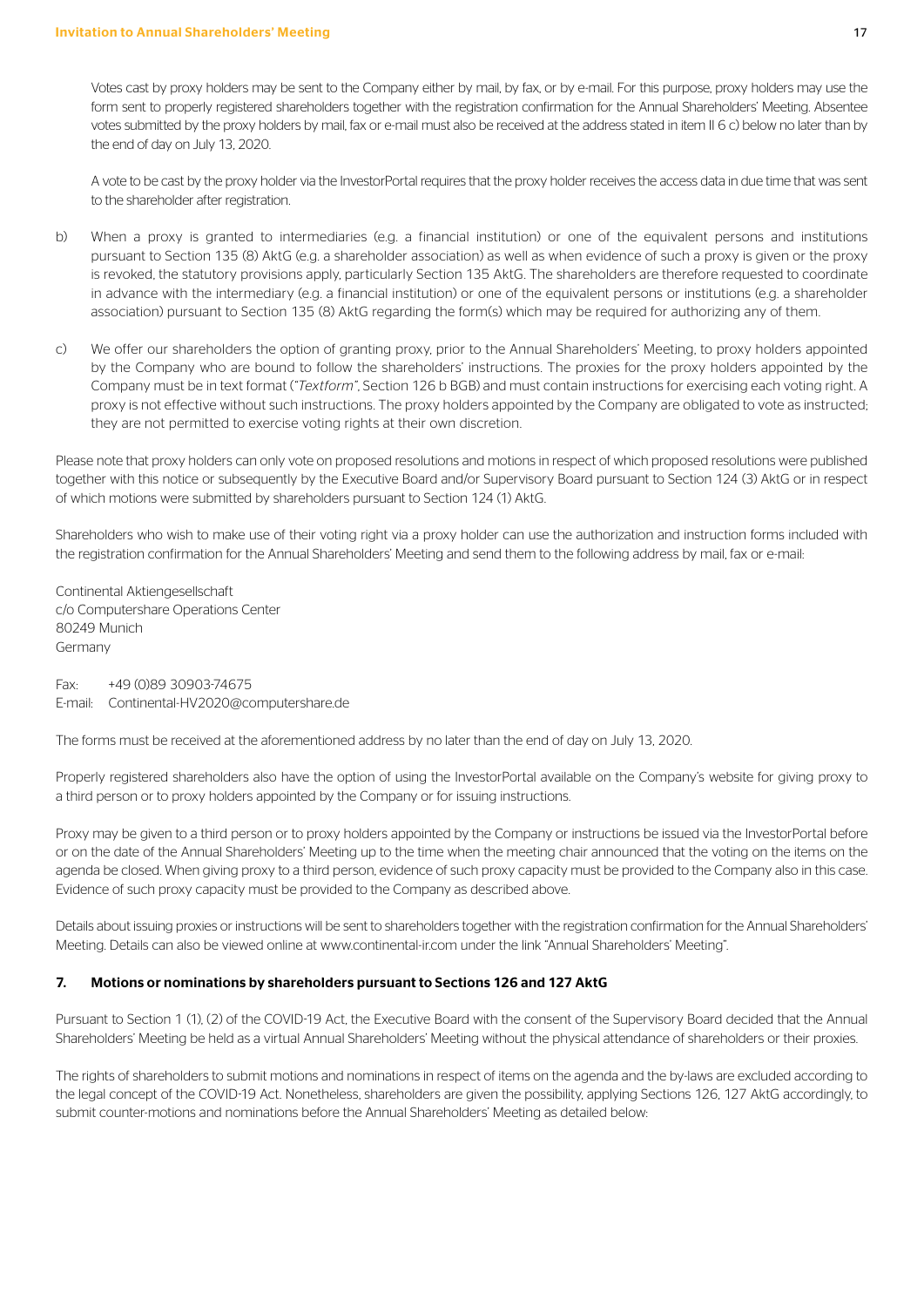Votes cast by proxy holders may be sent to the Company either by mail, by fax, or by e-mail. For this purpose, proxy holders may use the form sent to properly registered shareholders together with the registration confirmation for the Annual Shareholders' Meeting. Absentee votes submitted by the proxy holders by mail, fax or e-mail must also be received at the address stated in item II 6 c) below no later than by the end of day on July 13, 2020.

A vote to be cast by the proxy holder via the InvestorPortal requires that the proxy holder receives the access data in due time that was sent to the shareholder after registration.

b) When a proxy is granted to intermediaries (e.g. a financial institution) or one of the equivalent persons and institutions pursuant to Section 135 (8) AktG (e.g. a shareholder association) as well as when evidence of such a proxy is given or the proxy is revoked, the statutory provisions apply, particularly Section 135 AktG. The shareholders are therefore requested to coordinate in advance with the intermediary (e.g. a financial institution) or one of the equivalent persons or institutions (e.g. a shareholder association) pursuant to Section 135 (8) AktG regarding the form(s) which may be required for authorizing any of them.

c) We offer our shareholders the option of granting proxy, prior to the Annual Shareholders' Meeting, to proxy holders appointed by the Company who are bound to follow the shareholders' instructions. The proxies for the proxy holders appointed by the Company must be in text format ("*Textform*", Section 126 b BGB) and must contain instructions for exercising each voting right. A proxy is not effective without such instructions. The proxy holders appointed by the Company are obligated to vote as instructed; they are not permitted to exercise voting rights at their own discretion.

Please note that proxy holders can only vote on proposed resolutions and motions in respect of which proposed resolutions were published together with this notice or subsequently by the Executive Board and/or Supervisory Board pursuant to Section 124 (3) AktG or in respect of which motions were submitted by shareholders pursuant to Section 124 (1) AktG.

Shareholders who wish to make use of their voting right via a proxy holder can use the authorization and instruction forms included with the registration confirmation for the Annual Shareholders' Meeting and send them to the following address by mail, fax or e-mail:

Continental Aktiengesellschaft
c/o Computershare Operations Center
80249 Munich
Germany

Fax: +49 (0)89 30903-74675
E-mail: Continental-HV2020@computershare.de

The forms must be received at the aforementioned address by no later than the end of day on July 13, 2020.

Properly registered shareholders also have the option of using the InvestorPortal available on the Company's website for giving proxy to a third person or to proxy holders appointed by the Company or for issuing instructions.

Proxy may be given to a third person or to proxy holders appointed by the Company or instructions be issued via the InvestorPortal before or on the date of the Annual Shareholders' Meeting up to the time when the meeting chair announced that the voting on the items on the agenda be closed. When giving proxy to a third person, evidence of such proxy capacity must be provided to the Company also in this case. Evidence of such proxy capacity must be provided to the Company as described above.

Details about issuing proxies or instructions will be sent to shareholders together with the registration confirmation for the Annual Shareholders' Meeting. Details can also be viewed online at www.continental-ir.com under the link "Annual Shareholders' Meeting".

### 7. Motions or nominations by shareholders pursuant to Sections 126 and 127 AktG

Pursuant to Section 1 (1), (2) of the COVID-19 Act, the Executive Board with the consent of the Supervisory Board decided that the Annual Shareholders' Meeting be held as a virtual Annual Shareholders' Meeting without the physical attendance of shareholders or their proxies.

The rights of shareholders to submit motions and nominations in respect of items on the agenda and the by-laws are excluded according to the legal concept of the COVID-19 Act. Nonetheless, shareholders are given the possibility, applying Sections 126, 127 AktG accordingly, to submit counter-motions and nominations before the Annual Shareholders' Meeting as detailed below: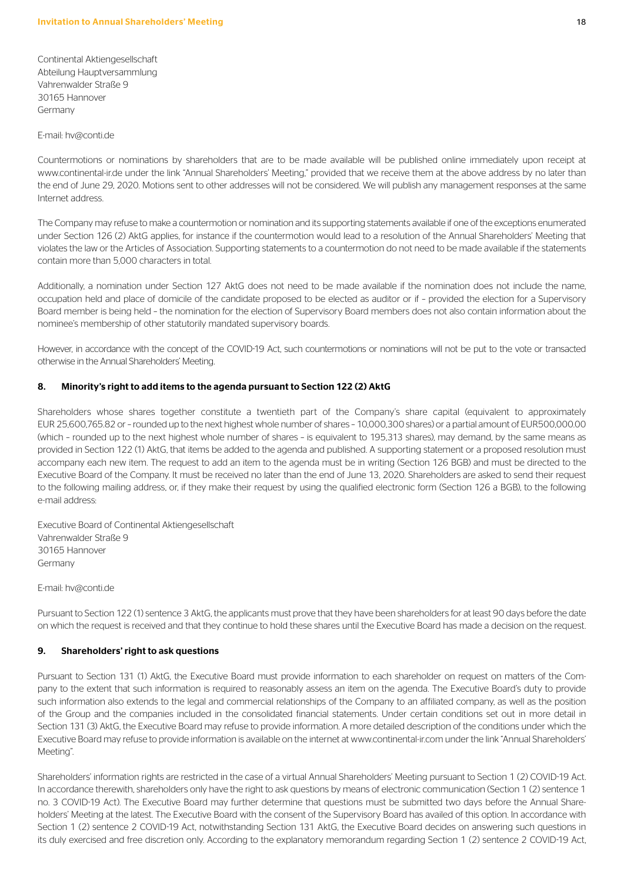Continental Aktiengesellschaft
Abteilung Hauptversammlung
Vahrenwalder Straße 9
30165 Hannover
Germany

E-mail: hv@conti.de

Countermotions or nominations by shareholders that are to be made available will be published online immediately upon receipt at www.continental-ir.de under the link "Annual Shareholders' Meeting," provided that we receive them at the above address by no later than the end of June 29, 2020. Motions sent to other addresses will not be considered. We will publish any management responses at the same Internet address.

The Company may refuse to make a countermotion or nomination and its supporting statements available if one of the exceptions enumerated under Section 126 (2) AktG applies, for instance if the countermotion would lead to a resolution of the Annual Shareholders' Meeting that violates the law or the Articles of Association. Supporting statements to a countermotion do not need to be made available if the statements contain more than 5,000 characters in total.

Additionally, a nomination under Section 127 AktG does not need to be made available if the nomination does not include the name, occupation held and place of domicile of the candidate proposed to be elected as auditor or if – provided the election for a Supervisory Board member is being held – the nomination for the election of Supervisory Board members does not also contain information about the nominee's membership of other statutorily mandated supervisory boards.

However, in accordance with the concept of the COVID-19 Act, such countermotions or nominations will not be put to the vote or transacted otherwise in the Annual Shareholders' Meeting.

## 8. Minority's right to add items to the agenda pursuant to Section 122 (2) AktG

Shareholders whose shares together constitute a twentieth part of the Company's share capital (equivalent to approximately EUR 25,600,765.82 or – rounded up to the next highest whole number of shares – 10,000,300 shares) or a partial amount of EUR500,000.00 (which – rounded up to the next highest whole number of shares – is equivalent to 195,313 shares), may demand, by the same means as provided in Section 122 (1) AktG, that items be added to the agenda and published. A supporting statement or a proposed resolution must accompany each new item. The request to add an item to the agenda must be in writing (Section 126 BGB) and must be directed to the Executive Board of the Company. It must be received no later than the end of June 13, 2020. Shareholders are asked to send their request to the following mailing address, or, if they make their request by using the qualified electronic form (Section 126 a BGB), to the following e-mail address:

Executive Board of Continental Aktiengesellschaft
Vahrenwalder Straße 9
30165 Hannover
Germany

E-mail: hv@conti.de

Pursuant to Section 122 (1) sentence 3 AktG, the applicants must prove that they have been shareholders for at least 90 days before the date on which the request is received and that they continue to hold these shares until the Executive Board has made a decision on the request.

## 9. Shareholders' right to ask questions

Pursuant to Section 131 (1) AktG, the Executive Board must provide information to each shareholder on request on matters of the Company to the extent that such information is required to reasonably assess an item on the agenda. The Executive Board's duty to provide such information also extends to the legal and commercial relationships of the Company to an affiliated company, as well as the position of the Group and the companies included in the consolidated financial statements. Under certain conditions set out in more detail in Section 131 (3) AktG, the Executive Board may refuse to provide information. A more detailed description of the conditions under which the Executive Board may refuse to provide information is available on the internet at www.continental-ir.com under the link "Annual Shareholders' Meeting".

Shareholders' information rights are restricted in the case of a virtual Annual Shareholders' Meeting pursuant to Section 1 (2) COVID-19 Act. In accordance therewith, shareholders only have the right to ask questions by means of electronic communication (Section 1 (2) sentence 1 no. 3 COVID-19 Act). The Executive Board may further determine that questions must be submitted two days before the Annual Shareholders' Meeting at the latest. The Executive Board with the consent of the Supervisory Board has availed of this option. In accordance with Section 1 (2) sentence 2 COVID-19 Act, notwithstanding Section 131 AktG, the Executive Board decides on answering such questions in its duly exercised and free discretion only. According to the explanatory memorandum regarding Section 1 (2) sentence 2 COVID-19 Act,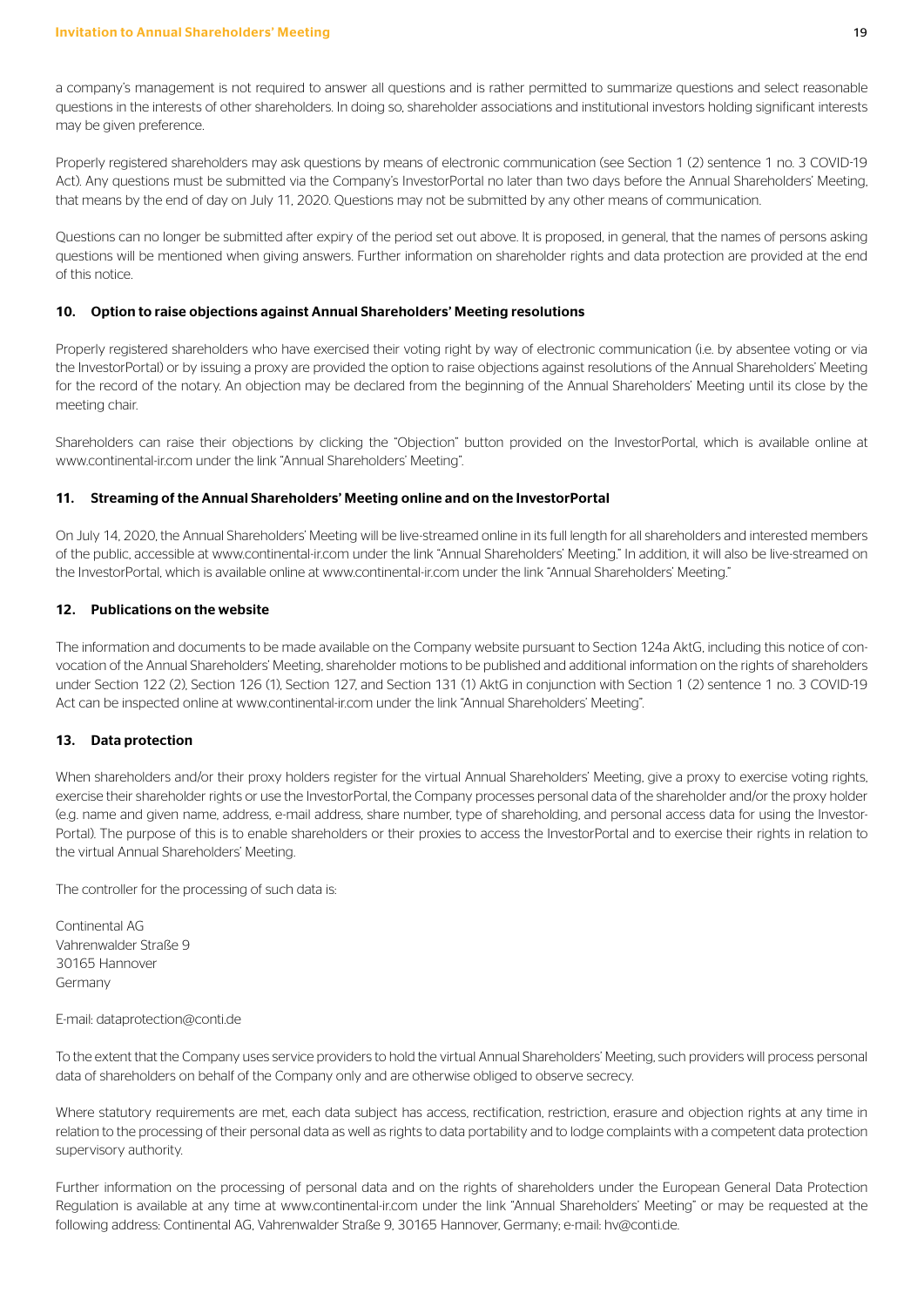a company's management is not required to answer all questions and is rather permitted to summarize questions and select reasonable questions in the interests of other shareholders. In doing so, shareholder associations and institutional investors holding significant interests may be given preference.

Properly registered shareholders may ask questions by means of electronic communication (see Section 1 (2) sentence 1 no. 3 COVID-19 Act). Any questions must be submitted via the Company's InvestorPortal no later than two days before the Annual Shareholders' Meeting, that means by the end of day on July 11, 2020. Questions may not be submitted by any other means of communication.

Questions can no longer be submitted after expiry of the period set out above. It is proposed, in general, that the names of persons asking questions will be mentioned when giving answers. Further information on shareholder rights and data protection are provided at the end of this notice.

### 10. Option to raise objections against Annual Shareholders' Meeting resolutions

Properly registered shareholders who have exercised their voting right by way of electronic communication (i.e. by absentee voting or via the InvestorPortal) or by issuing a proxy are provided the option to raise objections against resolutions of the Annual Shareholders' Meeting for the record of the notary. An objection may be declared from the beginning of the Annual Shareholders' Meeting until its close by the meeting chair.

Shareholders can raise their objections by clicking the "Objection" button provided on the InvestorPortal, which is available online at www.continental-ir.com under the link "Annual Shareholders' Meeting".

### 11. Streaming of the Annual Shareholders' Meeting online and on the InvestorPortal

On July 14, 2020, the Annual Shareholders' Meeting will be live-streamed online in its full length for all shareholders and interested members of the public, accessible at www.continental-ir.com under the link "Annual Shareholders' Meeting." In addition, it will also be live-streamed on the InvestorPortal, which is available online at www.continental-ir.com under the link "Annual Shareholders' Meeting."

### 12. Publications on the website

The information and documents to be made available on the Company website pursuant to Section 124a AktG, including this notice of convocation of the Annual Shareholders' Meeting, shareholder motions to be published and additional information on the rights of shareholders under Section 122 (2), Section 126 (1), Section 127, and Section 131 (1) AktG in conjunction with Section 1 (2) sentence 1 no. 3 COVID-19 Act can be inspected online at www.continental-ir.com under the link "Annual Shareholders' Meeting".

### 13. Data protection

When shareholders and/or their proxy holders register for the virtual Annual Shareholders' Meeting, give a proxy to exercise voting rights, exercise their shareholder rights or use the InvestorPortal, the Company processes personal data of the shareholder and/or the proxy holder (e.g. name and given name, address, e-mail address, share number, type of shareholding, and personal access data for using the InvestorPortal). The purpose of this is to enable shareholders or their proxies to access the InvestorPortal and to exercise their rights in relation to the virtual Annual Shareholders' Meeting.

The controller for the processing of such data is:

Continental AG
Vahrenwalder Straße 9
30165 Hannover
Germany

E-mail: dataprotection@conti.de

To the extent that the Company uses service providers to hold the virtual Annual Shareholders' Meeting, such providers will process personal data of shareholders on behalf of the Company only and are otherwise obliged to observe secrecy.

Where statutory requirements are met, each data subject has access, rectification, restriction, erasure and objection rights at any time in relation to the processing of their personal data as well as rights to data portability and to lodge complaints with a competent data protection supervisory authority.

Further information on the processing of personal data and on the rights of shareholders under the European General Data Protection Regulation is available at any time at www.continental-ir.com under the link "Annual Shareholders' Meeting" or may be requested at the following address: Continental AG, Vahrenwalder Straße 9, 30165 Hannover, Germany; e-mail: hv@conti.de.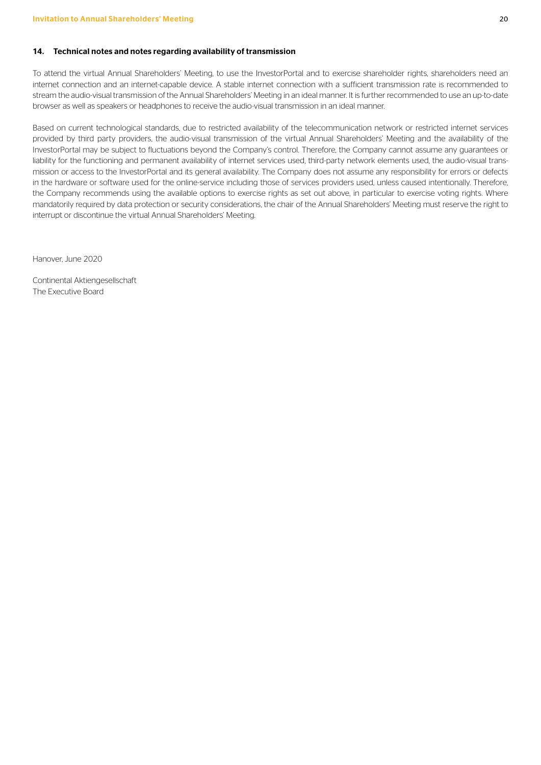### 14. Technical notes and notes regarding availability of transmission

To attend the virtual Annual Shareholders' Meeting, to use the InvestorPortal and to exercise shareholder rights, shareholders need an internet connection and an internet-capable device. A stable internet connection with a sufficient transmission rate is recommended to stream the audio-visual transmission of the Annual Shareholders' Meeting in an ideal manner. It is further recommended to use an up-to-date browser as well as speakers or headphones to receive the audio-visual transmission in an ideal manner.

Based on current technological standards, due to restricted availability of the telecommunication network or restricted internet services provided by third party providers, the audio-visual transmission of the virtual Annual Shareholders' Meeting and the availability of the InvestorPortal may be subject to fluctuations beyond the Company's control. Therefore, the Company cannot assume any guarantees or liability for the functioning and permanent availability of internet services used, third-party network elements used, the audio-visual transmission or access to the InvestorPortal and its general availability. The Company does not assume any responsibility for errors or defects in the hardware or software used for the online-service including those of services providers used, unless caused intentionally. Therefore, the Company recommends using the available options to exercise rights as set out above, in particular to exercise voting rights. Where mandatorily required by data protection or security considerations, the chair of the Annual Shareholders' Meeting must reserve the right to interrupt or discontinue the virtual Annual Shareholders' Meeting.

Hanover, June 2020

Continental Aktiengesellschaft  
The Executive Board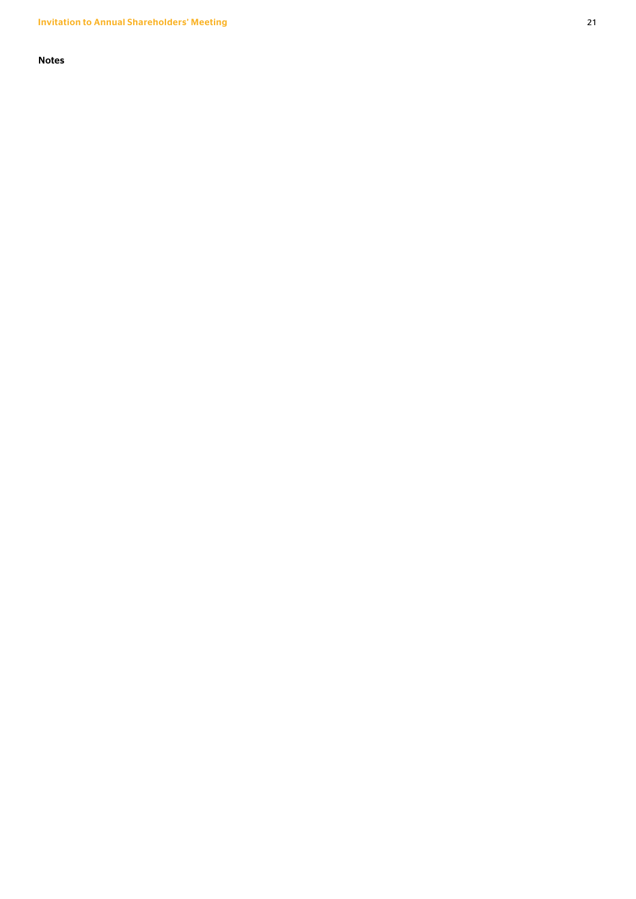**Notes**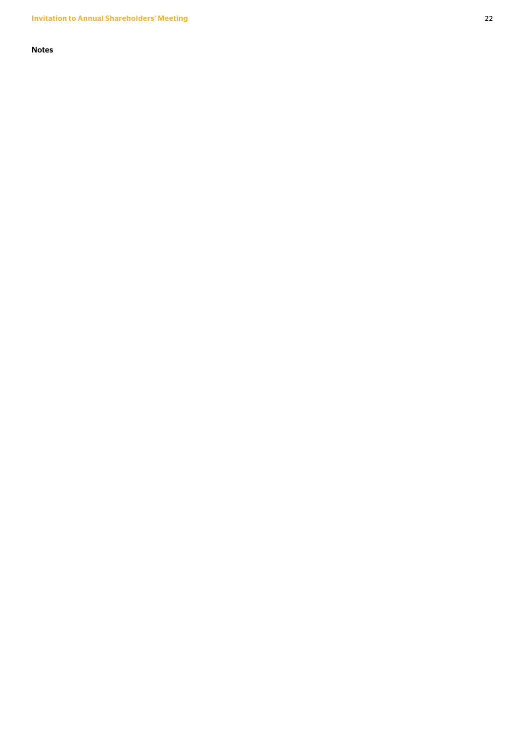**Notes**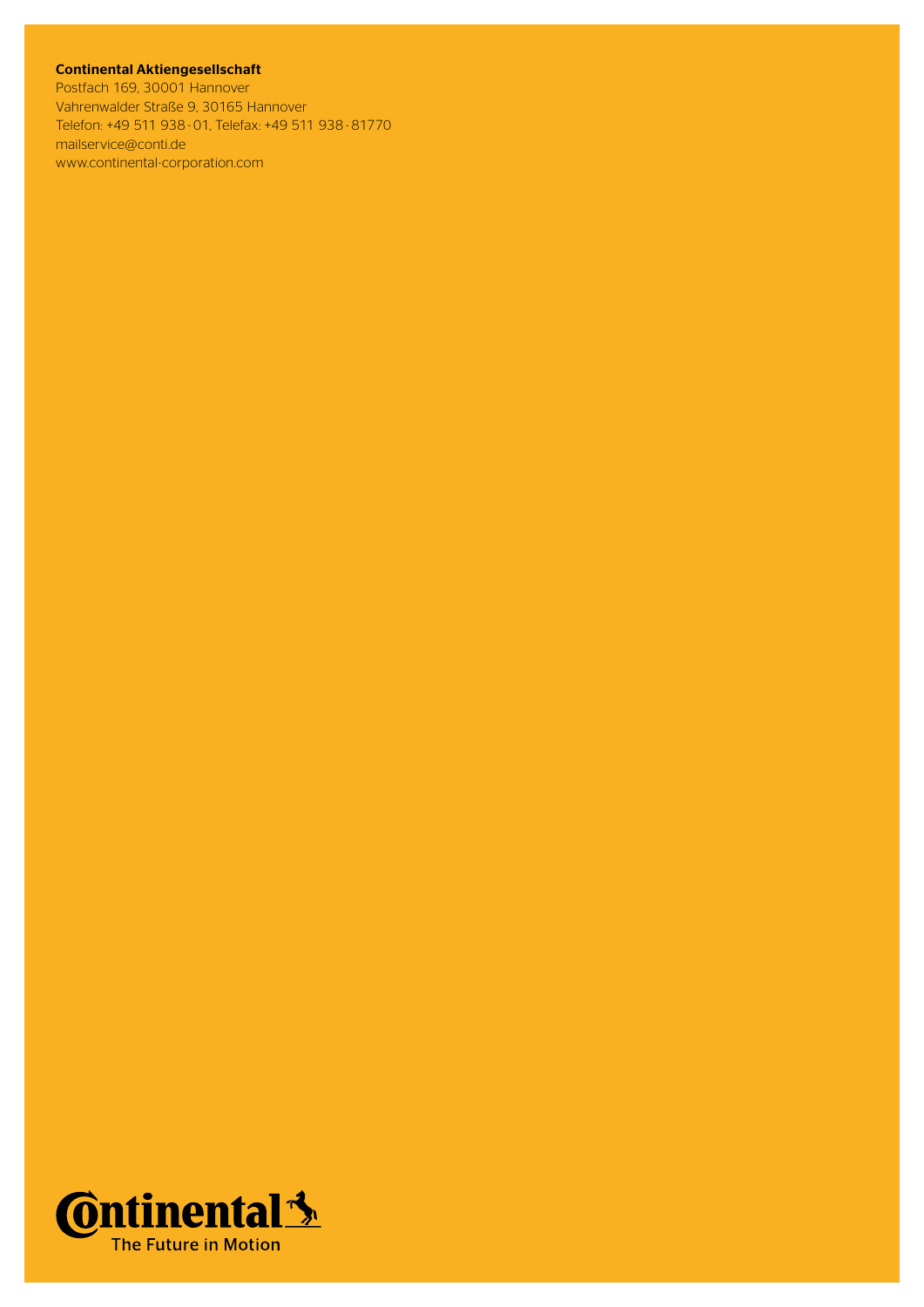**Continental Aktiengesellschaft**
Postfach 169, 30001 Hannover
Vahrenwalder Straße 9, 30165 Hannover
Telefon: +49 511 938 - 01, Telefax: +49 511 938 - 81770
mailservice@conti.de
www.continental-corporation.com

Continental
The Future in Motion